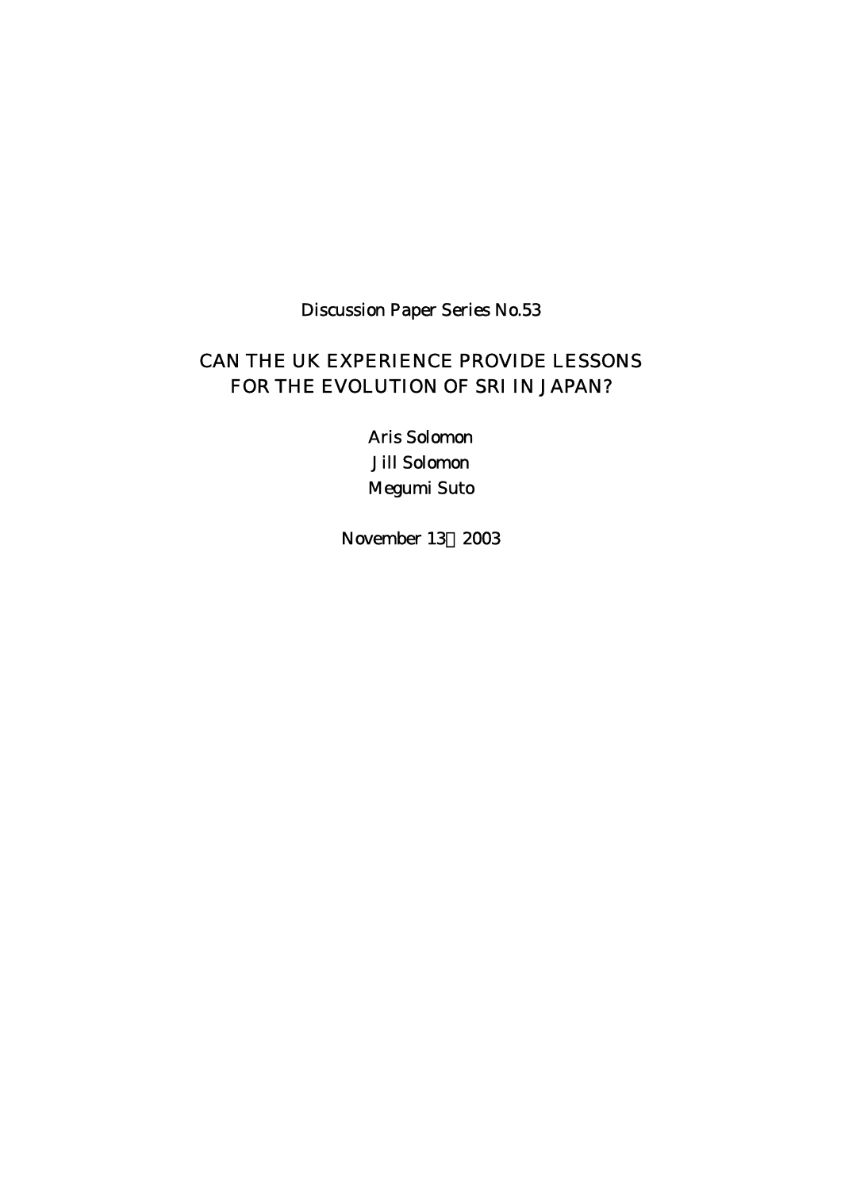Discussion Paper Series No.53

# CAN THE UK EXPERIENCE PROVIDE LESSONS FOR THE EVOLUTION OF SRI IN JAPAN?

Aris Solomon

Jill Solomon

Megumi Suto

November 13，2003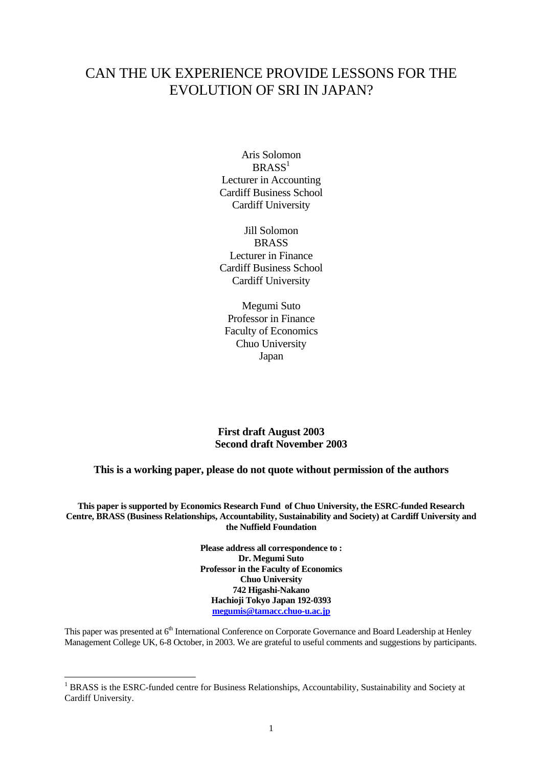# CAN THE UK EXPERIENCE PROVIDE LESSONS FOR THE EVOLUTION OF SRI IN JAPAN?

Aris Solomon
BRASS[1]
Lecturer in Accounting
Cardiff Business School
Cardiff University

Jill Solomon
BRASS
Lecturer in Finance
Cardiff Business School
Cardiff University

Megumi Suto
Professor in Finance
Faculty of Economics
Chuo University
Japan

**First draft August 2003**
**Second draft November 2003**

**This is a working paper, please do not quote without permission of the authors**

**This paper is supported by Economics Research Fund of Chuo University, the ESRC-funded Research Centre, BRASS (Business Relationships, Accountability, Sustainability and Society) at Cardiff University and the Nuffield Foundation**

**Please address all correspondence to :**
**Dr. Megumi Suto**
**Professor in the Faculty of Economics**
**Chuo University**
**742 Higashi-Nakano**
**Hachioji Tokyo Japan 192-0393**
**megumis@tamacc.chuo-u.ac.jp**

This paper was presented at 6th International Conference on Corporate Governance and Board Leadership at Henley Management College UK, 6-8 October, in 2003. We are grateful to useful comments and suggestions by participants.

[1] BRASS is the ESRC-funded centre for Business Relationships, Accountability, Sustainability and Society at Cardiff University.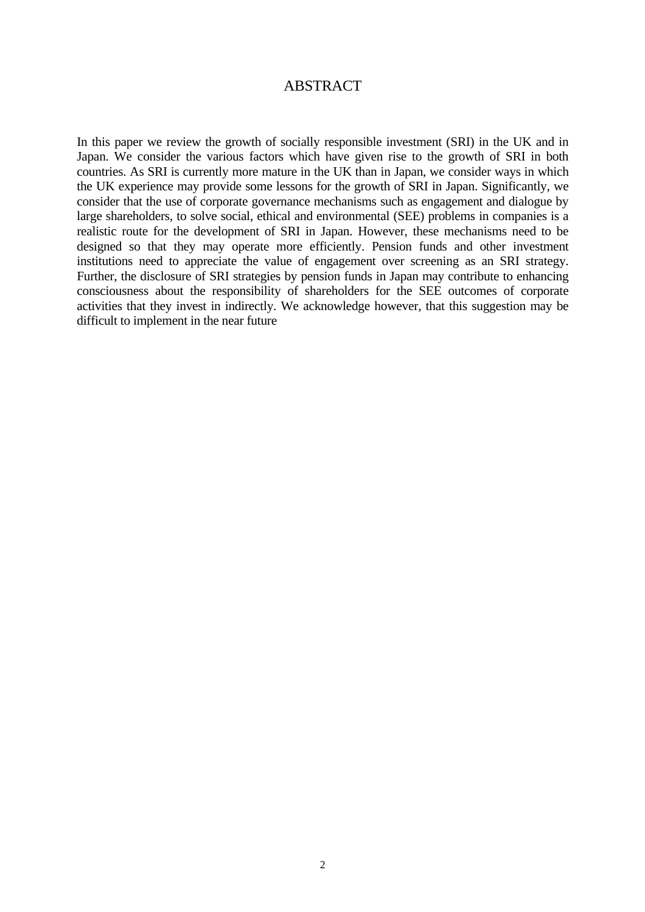# ABSTRACT

In this paper we review the growth of socially responsible investment (SRI) in the UK and in Japan. We consider the various factors which have given rise to the growth of SRI in both countries. As SRI is currently more mature in the UK than in Japan, we consider ways in which the UK experience may provide some lessons for the growth of SRI in Japan. Significantly, we consider that the use of corporate governance mechanisms such as engagement and dialogue by large shareholders, to solve social, ethical and environmental (SEE) problems in companies is a realistic route for the development of SRI in Japan. However, these mechanisms need to be designed so that they may operate more efficiently. Pension funds and other investment institutions need to appreciate the value of engagement over screening as an SRI strategy. Further, the disclosure of SRI strategies by pension funds in Japan may contribute to enhancing consciousness about the responsibility of shareholders for the SEE outcomes of corporate activities that they invest in indirectly. We acknowledge however, that this suggestion may be difficult to implement in the near future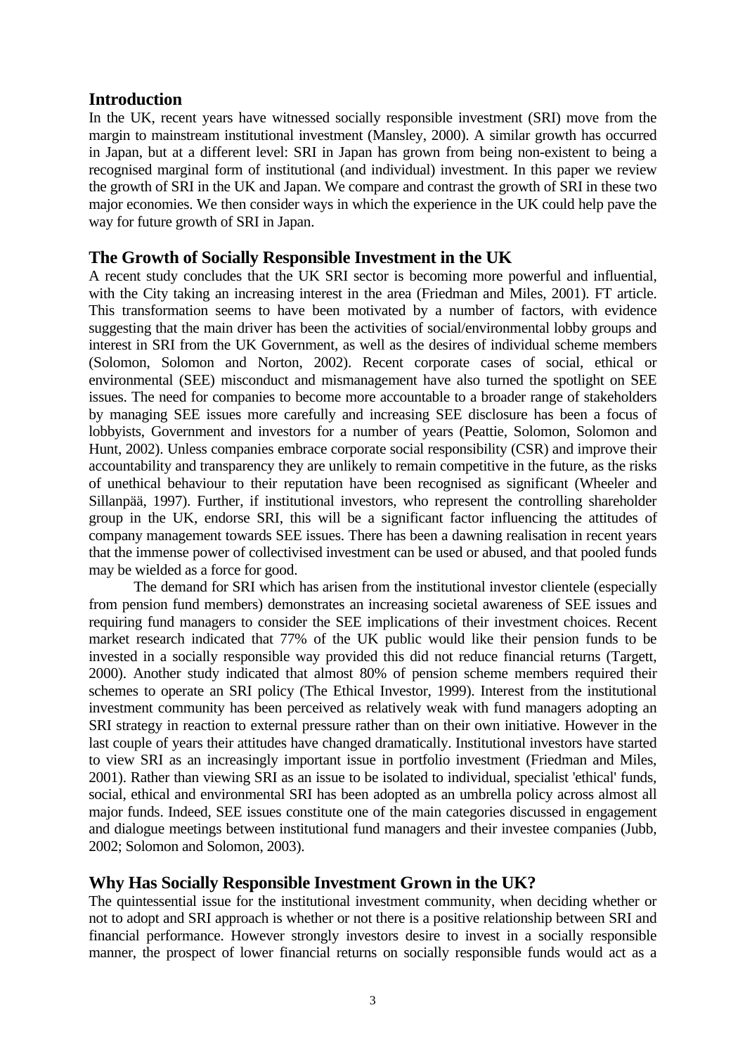## Introduction

In the UK, recent years have witnessed socially responsible investment (SRI) move from the margin to mainstream institutional investment (Mansley, 2000). A similar growth has occurred in Japan, but at a different level: SRI in Japan has grown from being non-existent to being a recognised marginal form of institutional (and individual) investment. In this paper we review the growth of SRI in the UK and Japan. We compare and contrast the growth of SRI in these two major economies. We then consider ways in which the experience in the UK could help pave the way for future growth of SRI in Japan.

## The Growth of Socially Responsible Investment in the UK

A recent study concludes that the UK SRI sector is becoming more powerful and influential, with the City taking an increasing interest in the area (Friedman and Miles, 2001). FT article. This transformation seems to have been motivated by a number of factors, with evidence suggesting that the main driver has been the activities of social/environmental lobby groups and interest in SRI from the UK Government, as well as the desires of individual scheme members (Solomon, Solomon and Norton, 2002). Recent corporate cases of social, ethical or environmental (SEE) misconduct and mismanagement have also turned the spotlight on SEE issues. The need for companies to become more accountable to a broader range of stakeholders by managing SEE issues more carefully and increasing SEE disclosure has been a focus of lobbyists, Government and investors for a number of years (Peattie, Solomon, Solomon and Hunt, 2002). Unless companies embrace corporate social responsibility (CSR) and improve their accountability and transparency they are unlikely to remain competitive in the future, as the risks of unethical behaviour to their reputation have been recognised as significant (Wheeler and Sillanpää, 1997). Further, if institutional investors, who represent the controlling shareholder group in the UK, endorse SRI, this will be a significant factor influencing the attitudes of company management towards SEE issues. There has been a dawning realisation in recent years that the immense power of collectivised investment can be used or abused, and that pooled funds may be wielded as a force for good.

The demand for SRI which has arisen from the institutional investor clientele (especially from pension fund members) demonstrates an increasing societal awareness of SEE issues and requiring fund managers to consider the SEE implications of their investment choices. Recent market research indicated that 77% of the UK public would like their pension funds to be invested in a socially responsible way provided this did not reduce financial returns (Targett, 2000). Another study indicated that almost 80% of pension scheme members required their schemes to operate an SRI policy (The Ethical Investor, 1999). Interest from the institutional investment community has been perceived as relatively weak with fund managers adopting an SRI strategy in reaction to external pressure rather than on their own initiative. However in the last couple of years their attitudes have changed dramatically. Institutional investors have started to view SRI as an increasingly important issue in portfolio investment (Friedman and Miles, 2001). Rather than viewing SRI as an issue to be isolated to individual, specialist 'ethical' funds, social, ethical and environmental SRI has been adopted as an umbrella policy across almost all major funds. Indeed, SEE issues constitute one of the main categories discussed in engagement and dialogue meetings between institutional fund managers and their investee companies (Jubb, 2002; Solomon and Solomon, 2003).

## Why Has Socially Responsible Investment Grown in the UK?

The quintessential issue for the institutional investment community, when deciding whether or not to adopt and SRI approach is whether or not there is a positive relationship between SRI and financial performance. However strongly investors desire to invest in a socially responsible manner, the prospect of lower financial returns on socially responsible funds would act as a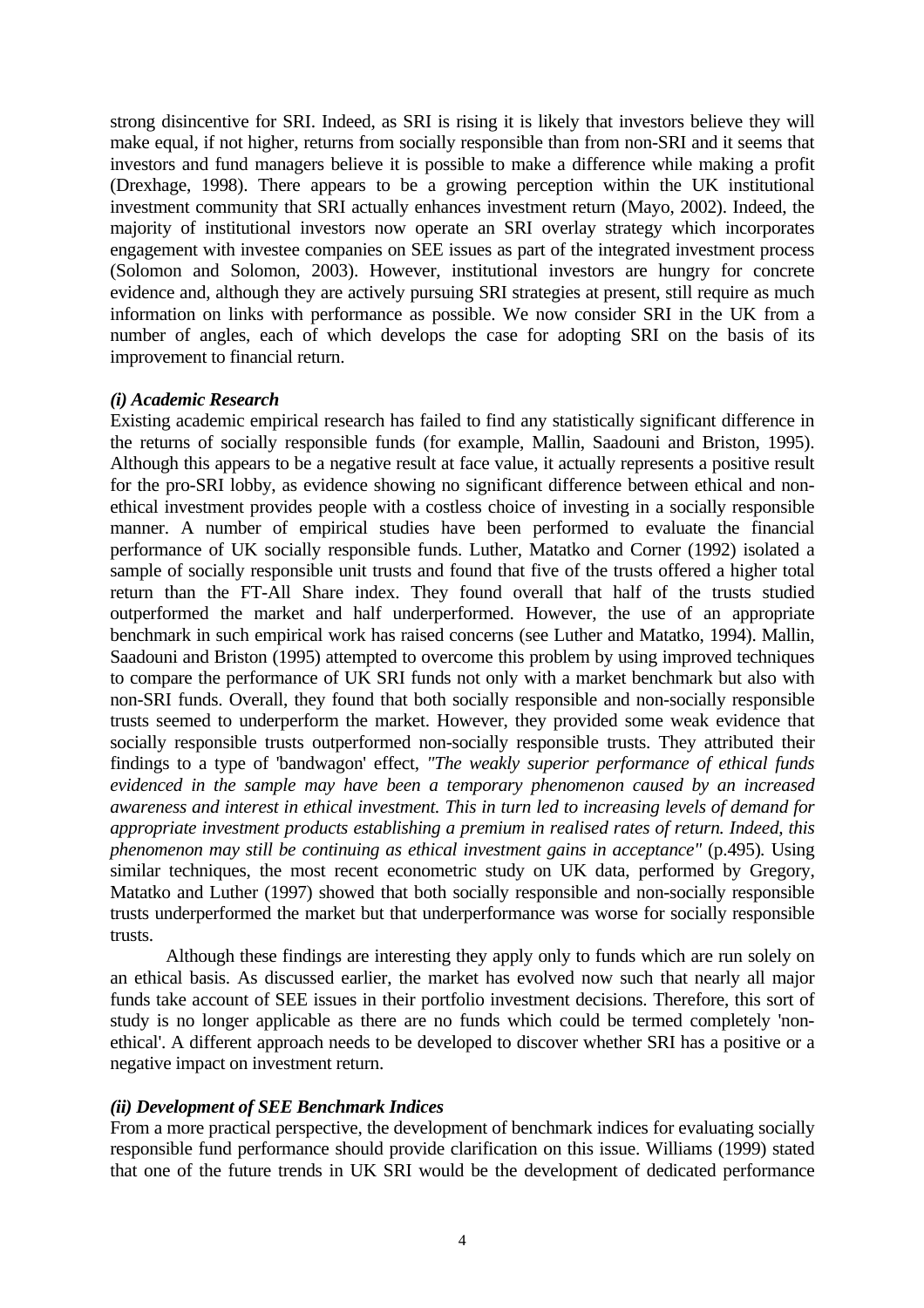strong disincentive for SRI. Indeed, as SRI is rising it is likely that investors believe they will make equal, if not higher, returns from socially responsible than from non-SRI and it seems that investors and fund managers believe it is possible to make a difference while making a profit (Drexhage, 1998). There appears to be a growing perception within the UK institutional investment community that SRI actually enhances investment return (Mayo, 2002). Indeed, the majority of institutional investors now operate an SRI overlay strategy which incorporates engagement with investee companies on SEE issues as part of the integrated investment process (Solomon and Solomon, 2003). However, institutional investors are hungry for concrete evidence and, although they are actively pursuing SRI strategies at present, still require as much information on links with performance as possible. We now consider SRI in the UK from a number of angles, each of which develops the case for adopting SRI on the basis of its improvement to financial return.

***(i) Academic Research***

Existing academic empirical research has failed to find any statistically significant difference in the returns of socially responsible funds (for example, Mallin, Saadouni and Briston, 1995). Although this appears to be a negative result at face value, it actually represents a positive result for the pro-SRI lobby, as evidence showing no significant difference between ethical and non-ethical investment provides people with a costless choice of investing in a socially responsible manner. A number of empirical studies have been performed to evaluate the financial performance of UK socially responsible funds. Luther, Matatko and Corner (1992) isolated a sample of socially responsible unit trusts and found that five of the trusts offered a higher total return than the FT-All Share index. They found overall that half of the trusts studied outperformed the market and half underperformed. However, the use of an appropriate benchmark in such empirical work has raised concerns (see Luther and Matatko, 1994). Mallin, Saadouni and Briston (1995) attempted to overcome this problem by using improved techniques to compare the performance of UK SRI funds not only with a market benchmark but also with non-SRI funds. Overall, they found that both socially responsible and non-socially responsible trusts seemed to underperform the market. However, they provided some weak evidence that socially responsible trusts outperformed non-socially responsible trusts. They attributed their findings to a type of 'bandwagon' effect, *"The weakly superior performance of ethical funds evidenced in the sample may have been a temporary phenomenon caused by an increased awareness and interest in ethical investment. This in turn led to increasing levels of demand for appropriate investment products establishing a premium in realised rates of return. Indeed, this phenomenon may still be continuing as ethical investment gains in acceptance"* (p.495). Using similar techniques, the most recent econometric study on UK data, performed by Gregory, Matatko and Luther (1997) showed that both socially responsible and non-socially responsible trusts underperformed the market but that underperformance was worse for socially responsible trusts.

Although these findings are interesting they apply only to funds which are run solely on an ethical basis. As discussed earlier, the market has evolved now such that nearly all major funds take account of SEE issues in their portfolio investment decisions. Therefore, this sort of study is no longer applicable as there are no funds which could be termed completely 'non-ethical'. A different approach needs to be developed to discover whether SRI has a positive or a negative impact on investment return.

***(ii) Development of SEE Benchmark Indices***

From a more practical perspective, the development of benchmark indices for evaluating socially responsible fund performance should provide clarification on this issue. Williams (1999) stated that one of the future trends in UK SRI would be the development of dedicated performance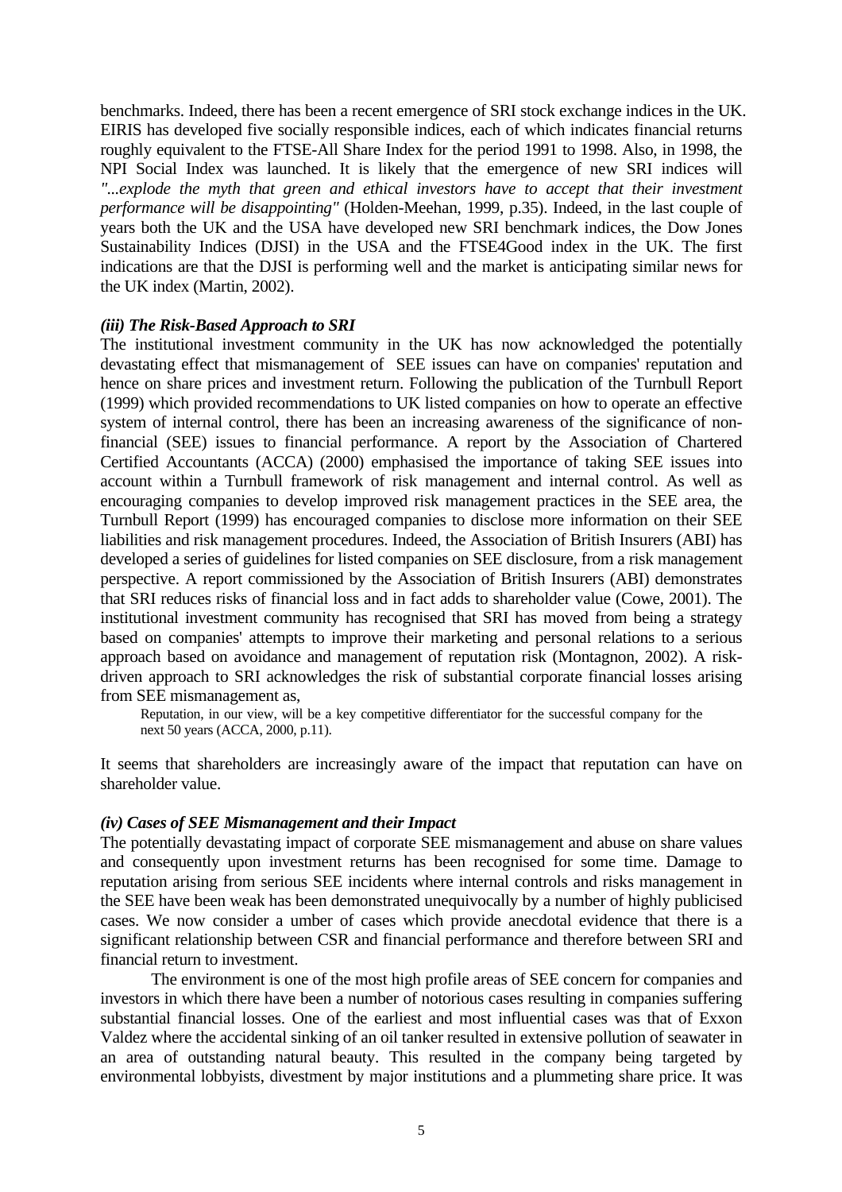benchmarks. Indeed, there has been a recent emergence of SRI stock exchange indices in the UK. EIRIS has developed five socially responsible indices, each of which indicates financial returns roughly equivalent to the FTSE-All Share Index for the period 1991 to 1998. Also, in 1998, the NPI Social Index was launched. It is likely that the emergence of new SRI indices will *"...explode the myth that green and ethical investors have to accept that their investment performance will be disappointing"* (Holden-Meehan, 1999, p.35). Indeed, in the last couple of years both the UK and the USA have developed new SRI benchmark indices, the Dow Jones Sustainability Indices (DJSI) in the USA and the FTSE4Good index in the UK. The first indications are that the DJSI is performing well and the market is anticipating similar news for the UK index (Martin, 2002).

### *(iii) The Risk-Based Approach to SRI*

The institutional investment community in the UK has now acknowledged the potentially devastating effect that mismanagement of SEE issues can have on companies' reputation and hence on share prices and investment return. Following the publication of the Turnbull Report (1999) which provided recommendations to UK listed companies on how to operate an effective system of internal control, there has been an increasing awareness of the significance of non-financial (SEE) issues to financial performance. A report by the Association of Chartered Certified Accountants (ACCA) (2000) emphasised the importance of taking SEE issues into account within a Turnbull framework of risk management and internal control. As well as encouraging companies to develop improved risk management practices in the SEE area, the Turnbull Report (1999) has encouraged companies to disclose more information on their SEE liabilities and risk management procedures. Indeed, the Association of British Insurers (ABI) has developed a series of guidelines for listed companies on SEE disclosure, from a risk management perspective. A report commissioned by the Association of British Insurers (ABI) demonstrates that SRI reduces risks of financial loss and in fact adds to shareholder value (Cowe, 2001). The institutional investment community has recognised that SRI has moved from being a strategy based on companies' attempts to improve their marketing and personal relations to a serious approach based on avoidance and management of reputation risk (Montagnon, 2002). A risk-driven approach to SRI acknowledges the risk of substantial corporate financial losses arising from SEE mismanagement as,

> Reputation, in our view, will be a key competitive differentiator for the successful company for the next 50 years (ACCA, 2000, p.11).

It seems that shareholders are increasingly aware of the impact that reputation can have on shareholder value.

### *(iv) Cases of SEE Mismanagement and their Impact*

The potentially devastating impact of corporate SEE mismanagement and abuse on share values and consequently upon investment returns has been recognised for some time. Damage to reputation arising from serious SEE incidents where internal controls and risks management in the SEE have been weak has been demonstrated unequivocally by a number of highly publicised cases. We now consider a umber of cases which provide anecdotal evidence that there is a significant relationship between CSR and financial performance and therefore between SRI and financial return to investment.

The environment is one of the most high profile areas of SEE concern for companies and investors in which there have been a number of notorious cases resulting in companies suffering substantial financial losses. One of the earliest and most influential cases was that of Exxon Valdez where the accidental sinking of an oil tanker resulted in extensive pollution of seawater in an area of outstanding natural beauty. This resulted in the company being targeted by environmental lobbyists, divestment by major institutions and a plummeting share price. It was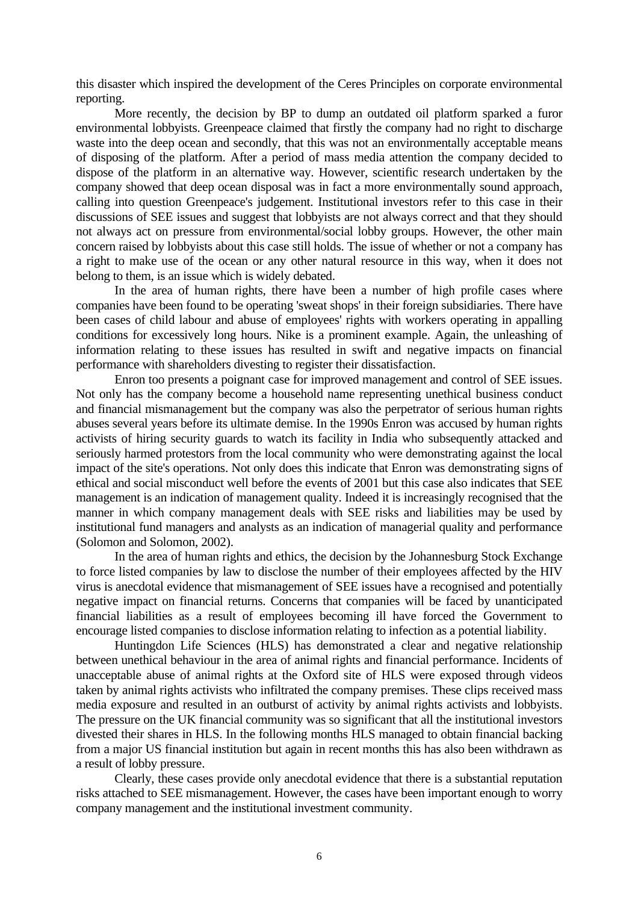this disaster which inspired the development of the Ceres Principles on corporate environmental reporting.

More recently, the decision by BP to dump an outdated oil platform sparked a furor environmental lobbyists. Greenpeace claimed that firstly the company had no right to discharge waste into the deep ocean and secondly, that this was not an environmentally acceptable means of disposing of the platform. After a period of mass media attention the company decided to dispose of the platform in an alternative way. However, scientific research undertaken by the company showed that deep ocean disposal was in fact a more environmentally sound approach, calling into question Greenpeace's judgement. Institutional investors refer to this case in their discussions of SEE issues and suggest that lobbyists are not always correct and that they should not always act on pressure from environmental/social lobby groups. However, the other main concern raised by lobbyists about this case still holds. The issue of whether or not a company has a right to make use of the ocean or any other natural resource in this way, when it does not belong to them, is an issue which is widely debated.

In the area of human rights, there have been a number of high profile cases where companies have been found to be operating 'sweat shops' in their foreign subsidiaries. There have been cases of child labour and abuse of employees' rights with workers operating in appalling conditions for excessively long hours. Nike is a prominent example. Again, the unleashing of information relating to these issues has resulted in swift and negative impacts on financial performance with shareholders divesting to register their dissatisfaction.

Enron too presents a poignant case for improved management and control of SEE issues. Not only has the company become a household name representing unethical business conduct and financial mismanagement but the company was also the perpetrator of serious human rights abuses several years before its ultimate demise. In the 1990s Enron was accused by human rights activists of hiring security guards to watch its facility in India who subsequently attacked and seriously harmed protestors from the local community who were demonstrating against the local impact of the site's operations. Not only does this indicate that Enron was demonstrating signs of ethical and social misconduct well before the events of 2001 but this case also indicates that SEE management is an indication of management quality. Indeed it is increasingly recognised that the manner in which company management deals with SEE risks and liabilities may be used by institutional fund managers and analysts as an indication of managerial quality and performance (Solomon and Solomon, 2002).

In the area of human rights and ethics, the decision by the Johannesburg Stock Exchange to force listed companies by law to disclose the number of their employees affected by the HIV virus is anecdotal evidence that mismanagement of SEE issues have a recognised and potentially negative impact on financial returns. Concerns that companies will be faced by unanticipated financial liabilities as a result of employees becoming ill have forced the Government to encourage listed companies to disclose information relating to infection as a potential liability.

Huntingdon Life Sciences (HLS) has demonstrated a clear and negative relationship between unethical behaviour in the area of animal rights and financial performance. Incidents of unacceptable abuse of animal rights at the Oxford site of HLS were exposed through videos taken by animal rights activists who infiltrated the company premises. These clips received mass media exposure and resulted in an outburst of activity by animal rights activists and lobbyists. The pressure on the UK financial community was so significant that all the institutional investors divested their shares in HLS. In the following months HLS managed to obtain financial backing from a major US financial institution but again in recent months this has also been withdrawn as a result of lobby pressure.

Clearly, these cases provide only anecdotal evidence that there is a substantial reputation risks attached to SEE mismanagement. However, the cases have been important enough to worry company management and the institutional investment community.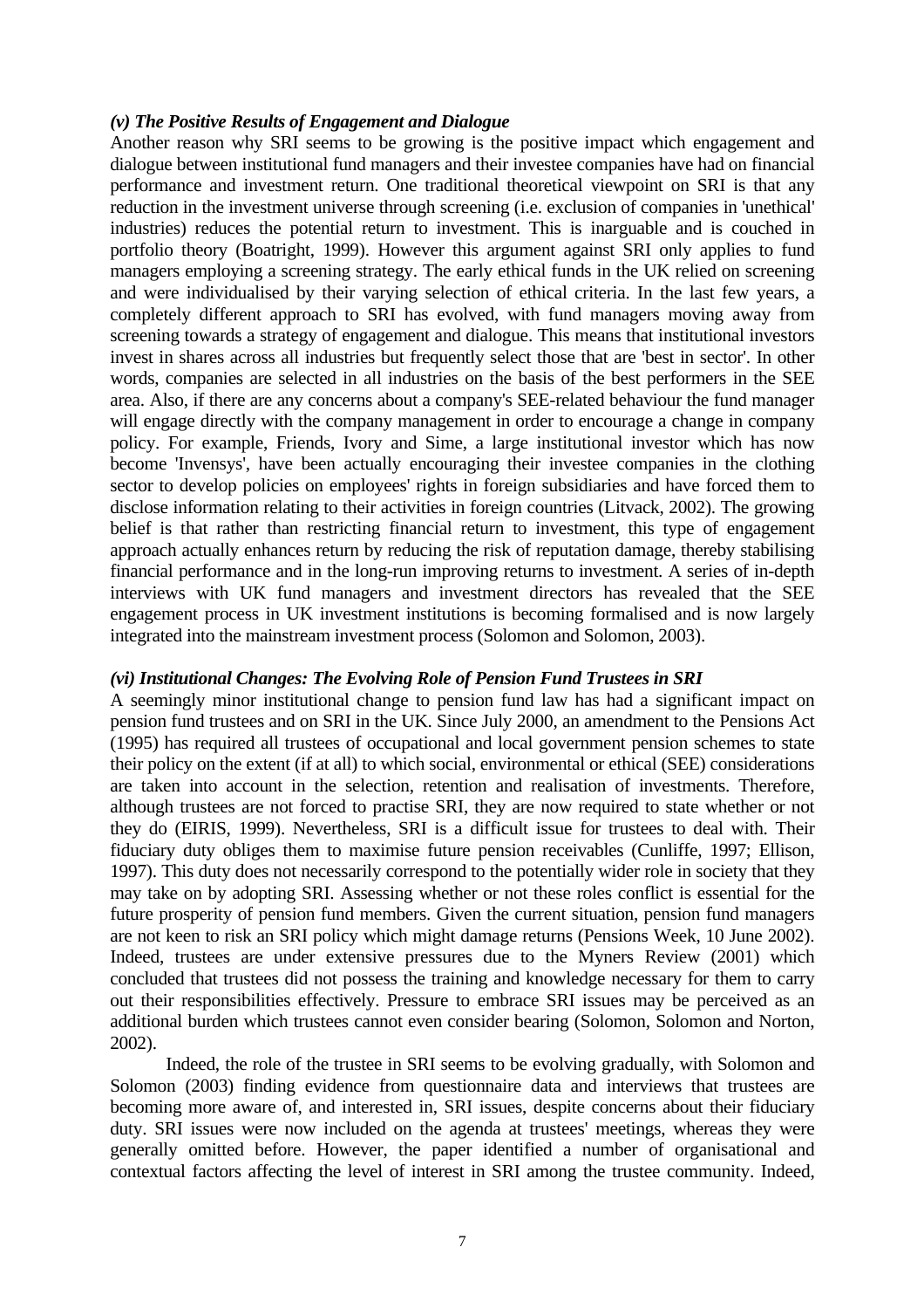### *(v) The Positive Results of Engagement and Dialogue*

Another reason why SRI seems to be growing is the positive impact which engagement and dialogue between institutional fund managers and their investee companies have had on financial performance and investment return. One traditional theoretical viewpoint on SRI is that any reduction in the investment universe through screening (i.e. exclusion of companies in 'unethical' industries) reduces the potential return to investment. This is inarguable and is couched in portfolio theory (Boatright, 1999). However this argument against SRI only applies to fund managers employing a screening strategy. The early ethical funds in the UK relied on screening and were individualised by their varying selection of ethical criteria. In the last few years, a completely different approach to SRI has evolved, with fund managers moving away from screening towards a strategy of engagement and dialogue. This means that institutional investors invest in shares across all industries but frequently select those that are 'best in sector'. In other words, companies are selected in all industries on the basis of the best performers in the SEE area. Also, if there are any concerns about a company's SEE-related behaviour the fund manager will engage directly with the company management in order to encourage a change in company policy. For example, Friends, Ivory and Sime, a large institutional investor which has now become 'Invensys', have been actually encouraging their investee companies in the clothing sector to develop policies on employees' rights in foreign subsidiaries and have forced them to disclose information relating to their activities in foreign countries (Litvack, 2002). The growing belief is that rather than restricting financial return to investment, this type of engagement approach actually enhances return by reducing the risk of reputation damage, thereby stabilising financial performance and in the long-run improving returns to investment. A series of in-depth interviews with UK fund managers and investment directors has revealed that the SEE engagement process in UK investment institutions is becoming formalised and is now largely integrated into the mainstream investment process (Solomon and Solomon, 2003).

### *(vi) Institutional Changes: The Evolving Role of Pension Fund Trustees in SRI*

A seemingly minor institutional change to pension fund law has had a significant impact on pension fund trustees and on SRI in the UK. Since July 2000, an amendment to the Pensions Act (1995) has required all trustees of occupational and local government pension schemes to state their policy on the extent (if at all) to which social, environmental or ethical (SEE) considerations are taken into account in the selection, retention and realisation of investments. Therefore, although trustees are not forced to practise SRI, they are now required to state whether or not they do (EIRIS, 1999). Nevertheless, SRI is a difficult issue for trustees to deal with. Their fiduciary duty obliges them to maximise future pension receivables (Cunliffe, 1997; Ellison, 1997). This duty does not necessarily correspond to the potentially wider role in society that they may take on by adopting SRI. Assessing whether or not these roles conflict is essential for the future prosperity of pension fund members. Given the current situation, pension fund managers are not keen to risk an SRI policy which might damage returns (Pensions Week, 10 June 2002). Indeed, trustees are under extensive pressures due to the Myners Review (2001) which concluded that trustees did not possess the training and knowledge necessary for them to carry out their responsibilities effectively. Pressure to embrace SRI issues may be perceived as an additional burden which trustees cannot even consider bearing (Solomon, Solomon and Norton, 2002).

Indeed, the role of the trustee in SRI seems to be evolving gradually, with Solomon and Solomon (2003) finding evidence from questionnaire data and interviews that trustees are becoming more aware of, and interested in, SRI issues, despite concerns about their fiduciary duty. SRI issues were now included on the agenda at trustees' meetings, whereas they were generally omitted before. However, the paper identified a number of organisational and contextual factors affecting the level of interest in SRI among the trustee community. Indeed,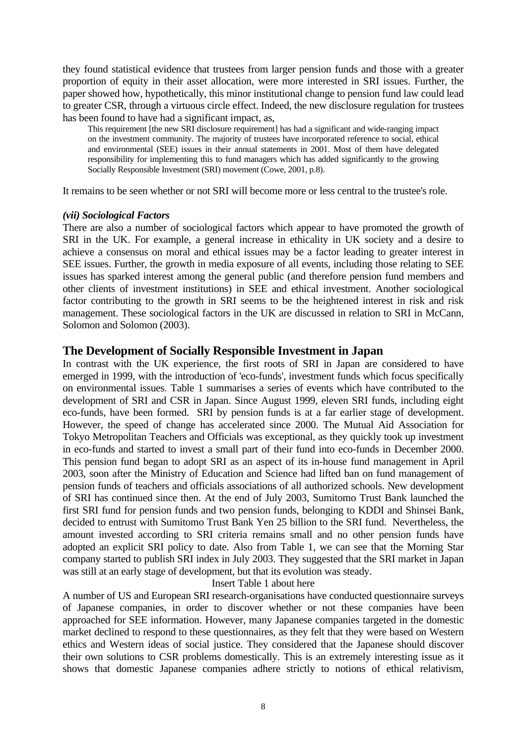they found statistical evidence that trustees from larger pension funds and those with a greater proportion of equity in their asset allocation, were more interested in SRI issues. Further, the paper showed how, hypothetically, this minor institutional change to pension fund law could lead to greater CSR, through a virtuous circle effect. Indeed, the new disclosure regulation for trustees has been found to have had a significant impact, as,

> This requirement [the new SRI disclosure requirement] has had a significant and wide-ranging impact on the investment community. The majority of trustees have incorporated reference to social, ethical and environmental (SEE) issues in their annual statements in 2001. Most of them have delegated responsibility for implementing this to fund managers which has added significantly to the growing Socially Responsible Investment (SRI) movement (Cowe, 2001, p.8).

It remains to be seen whether or not SRI will become more or less central to the trustee's role.

### *(vii) Sociological Factors*

There are also a number of sociological factors which appear to have promoted the growth of SRI in the UK. For example, a general increase in ethicality in UK society and a desire to achieve a consensus on moral and ethical issues may be a factor leading to greater interest in SEE issues. Further, the growth in media exposure of all events, including those relating to SEE issues has sparked interest among the general public (and therefore pension fund members and other clients of investment institutions) in SEE and ethical investment. Another sociological factor contributing to the growth in SRI seems to be the heightened interest in risk and risk management. These sociological factors in the UK are discussed in relation to SRI in McCann, Solomon and Solomon (2003).

## The Development of Socially Responsible Investment in Japan

In contrast with the UK experience, the first roots of SRI in Japan are considered to have emerged in 1999, with the introduction of 'eco-funds', investment funds which focus specifically on environmental issues. Table 1 summarises a series of events which have contributed to the development of SRI and CSR in Japan. Since August 1999, eleven SRI funds, including eight eco-funds, have been formed. SRI by pension funds is at a far earlier stage of development. However, the speed of change has accelerated since 2000. The Mutual Aid Association for Tokyo Metropolitan Teachers and Officials was exceptional, as they quickly took up investment in eco-funds and started to invest a small part of their fund into eco-funds in December 2000. This pension fund began to adopt SRI as an aspect of its in-house fund management in April 2003, soon after the Ministry of Education and Science had lifted ban on fund management of pension funds of teachers and officials associations of all authorized schools. New development of SRI has continued since then. At the end of July 2003, Sumitomo Trust Bank launched the first SRI fund for pension funds and two pension funds, belonging to KDDI and Shinsei Bank, decided to entrust with Sumitomo Trust Bank Yen 25 billion to the SRI fund. Nevertheless, the amount invested according to SRI criteria remains small and no other pension funds have adopted an explicit SRI policy to date. Also from Table 1, we can see that the Morning Star company started to publish SRI index in July 2003. They suggested that the SRI market in Japan was still at an early stage of development, but that its evolution was steady.

Insert Table 1 about here

A number of US and European SRI research-organisations have conducted questionnaire surveys of Japanese companies, in order to discover whether or not these companies have been approached for SEE information. However, many Japanese companies targeted in the domestic market declined to respond to these questionnaires, as they felt that they were based on Western ethics and Western ideas of social justice. They considered that the Japanese should discover their own solutions to CSR problems domestically. This is an extremely interesting issue as it shows that domestic Japanese companies adhere strictly to notions of ethical relativism,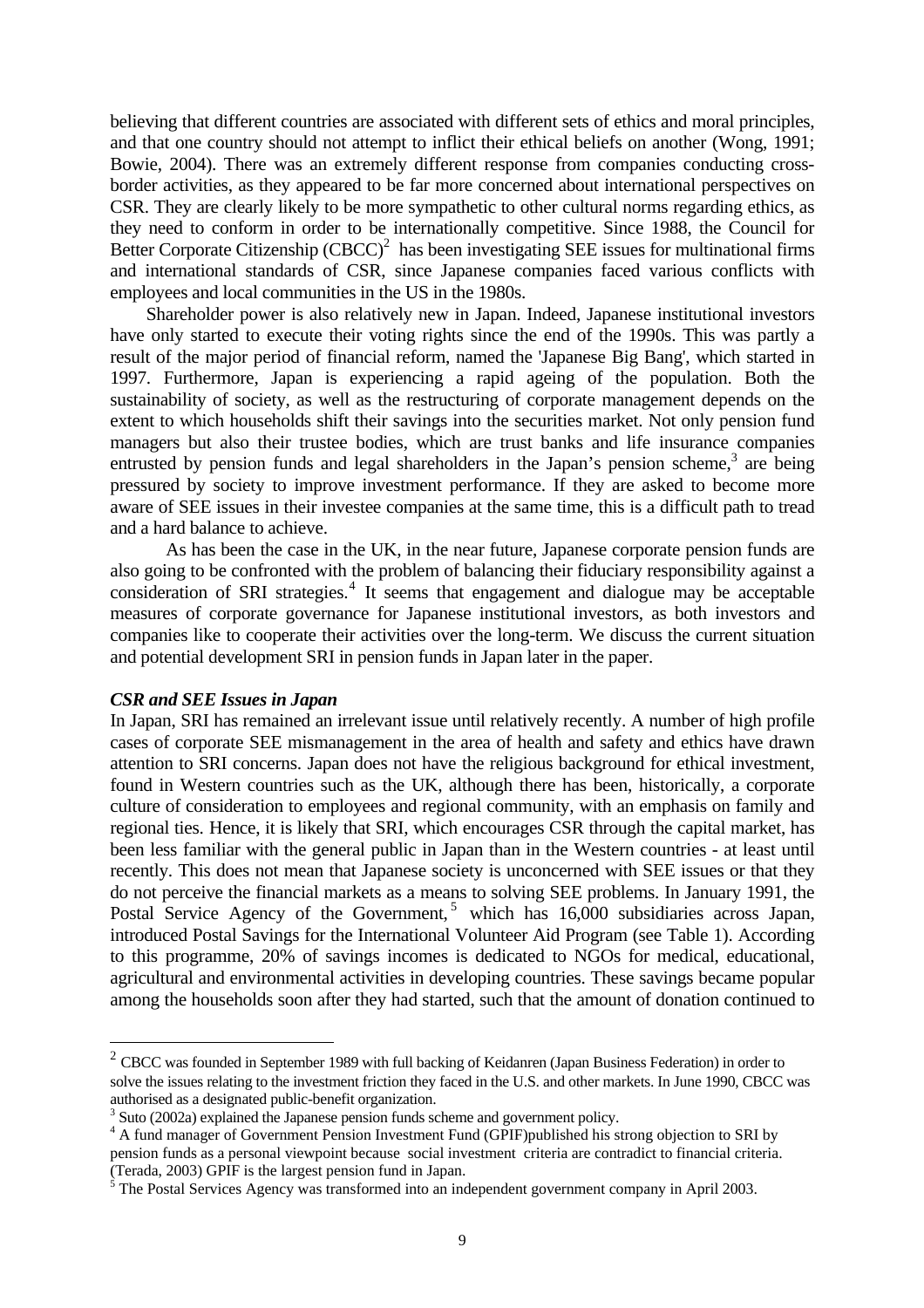believing that different countries are associated with different sets of ethics and moral principles, and that one country should not attempt to inflict their ethical beliefs on another (Wong, 1991; Bowie, 2004). There was an extremely different response from companies conducting cross-border activities, as they appeared to be far more concerned about international perspectives on CSR. They are clearly likely to be more sympathetic to other cultural norms regarding ethics, as they need to conform in order to be internationally competitive. Since 1988, the Council for Better Corporate Citizenship (CBCC)[2] has been investigating SEE issues for multinational firms and international standards of CSR, since Japanese companies faced various conflicts with employees and local communities in the US in the 1980s.

Shareholder power is also relatively new in Japan. Indeed, Japanese institutional investors have only started to execute their voting rights since the end of the 1990s. This was partly a result of the major period of financial reform, named the 'Japanese Big Bang', which started in 1997. Furthermore, Japan is experiencing a rapid ageing of the population. Both the sustainability of society, as well as the restructuring of corporate management depends on the extent to which households shift their savings into the securities market. Not only pension fund managers but also their trustee bodies, which are trust banks and life insurance companies entrusted by pension funds and legal shareholders in the Japan's pension scheme,[3] are being pressured by society to improve investment performance. If they are asked to become more aware of SEE issues in their investee companies at the same time, this is a difficult path to tread and a hard balance to achieve.

As has been the case in the UK, in the near future, Japanese corporate pension funds are also going to be confronted with the problem of balancing their fiduciary responsibility against a consideration of SRI strategies.[4] It seems that engagement and dialogue may be acceptable measures of corporate governance for Japanese institutional investors, as both investors and companies like to cooperate their activities over the long-term. We discuss the current situation and potential development SRI in pension funds in Japan later in the paper.

### *CSR and SEE Issues in Japan*

In Japan, SRI has remained an irrelevant issue until relatively recently. A number of high profile cases of corporate SEE mismanagement in the area of health and safety and ethics have drawn attention to SRI concerns. Japan does not have the religious background for ethical investment, found in Western countries such as the UK, although there has been, historically, a corporate culture of consideration to employees and regional community, with an emphasis on family and regional ties. Hence, it is likely that SRI, which encourages CSR through the capital market, has been less familiar with the general public in Japan than in the Western countries - at least until recently. This does not mean that Japanese society is unconcerned with SEE issues or that they do not perceive the financial markets as a means to solving SEE problems. In January 1991, the Postal Service Agency of the Government,[5] which has 16,000 subsidiaries across Japan, introduced Postal Savings for the International Volunteer Aid Program (see Table 1). According to this programme, 20% of savings incomes is dedicated to NGOs for medical, educational, agricultural and environmental activities in developing countries. These savings became popular among the households soon after they had started, such that the amount of donation continued to

---

[2] CBCC was founded in September 1989 with full backing of Keidanren (Japan Business Federation) in order to solve the issues relating to the investment friction they faced in the U.S. and other markets. In June 1990, CBCC was authorised as a designated public-benefit organization.

[3] Suto (2002a) explained the Japanese pension funds scheme and government policy.

[4] A fund manager of Government Pension Investment Fund (GPIF)published his strong objection to SRI by pension funds as a personal viewpoint because social investment criteria are contradict to financial criteria. (Terada, 2003) GPIF is the largest pension fund in Japan.

[5] The Postal Services Agency was transformed into an independent government company in April 2003.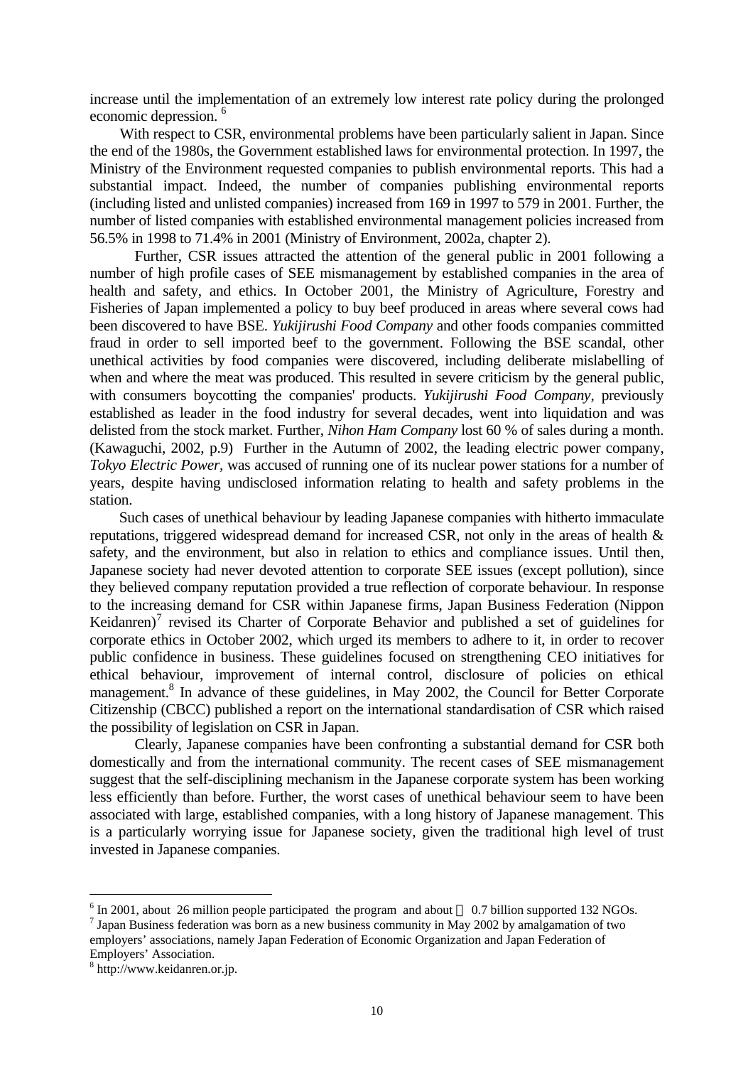increase until the implementation of an extremely low interest rate policy during the prolonged economic depression. [6]

With respect to CSR, environmental problems have been particularly salient in Japan. Since the end of the 1980s, the Government established laws for environmental protection. In 1997, the Ministry of the Environment requested companies to publish environmental reports. This had a substantial impact. Indeed, the number of companies publishing environmental reports (including listed and unlisted companies) increased from 169 in 1997 to 579 in 2001. Further, the number of listed companies with established environmental management policies increased from 56.5% in 1998 to 71.4% in 2001 (Ministry of Environment, 2002a, chapter 2).

Further, CSR issues attracted the attention of the general public in 2001 following a number of high profile cases of SEE mismanagement by established companies in the area of health and safety, and ethics. In October 2001, the Ministry of Agriculture, Forestry and Fisheries of Japan implemented a policy to buy beef produced in areas where several cows had been discovered to have BSE. *Yukijirushi Food Company* and other foods companies committed fraud in order to sell imported beef to the government. Following the BSE scandal, other unethical activities by food companies were discovered, including deliberate mislabelling of when and where the meat was produced. This resulted in severe criticism by the general public, with consumers boycotting the companies' products. *Yukijirushi Food Company*, previously established as leader in the food industry for several decades, went into liquidation and was delisted from the stock market. Further, *Nihon Ham Company* lost 60 % of sales during a month. (Kawaguchi, 2002, p.9) Further in the Autumn of 2002, the leading electric power company, *Tokyo Electric Power*, was accused of running one of its nuclear power stations for a number of years, despite having undisclosed information relating to health and safety problems in the station.

Such cases of unethical behaviour by leading Japanese companies with hitherto immaculate reputations, triggered widespread demand for increased CSR, not only in the areas of health & safety, and the environment, but also in relation to ethics and compliance issues. Until then, Japanese society had never devoted attention to corporate SEE issues (except pollution), since they believed company reputation provided a true reflection of corporate behaviour. In response to the increasing demand for CSR within Japanese firms, Japan Business Federation (Nippon Keidanren)[7] revised its Charter of Corporate Behavior and published a set of guidelines for corporate ethics in October 2002, which urged its members to adhere to it, in order to recover public confidence in business. These guidelines focused on strengthening CEO initiatives for ethical behaviour, improvement of internal control, disclosure of policies on ethical management.[8] In advance of these guidelines, in May 2002, the Council for Better Corporate Citizenship (CBCC) published a report on the international standardisation of CSR which raised the possibility of legislation on CSR in Japan.

Clearly, Japanese companies have been confronting a substantial demand for CSR both domestically and from the international community. The recent cases of SEE mismanagement suggest that the self-disciplining mechanism in the Japanese corporate system has been working less efficiently than before. Further, the worst cases of unethical behaviour seem to have been associated with large, established companies, with a long history of Japanese management. This is a particularly worrying issue for Japanese society, given the traditional high level of trust invested in Japanese companies.

---

[6] In 2001, about 26 million people participated the program and about ¥0.7 billion supported 132 NGOs.

[7] Japan Business federation was born as a new business community in May 2002 by amalgamation of two employers' associations, namely Japan Federation of Economic Organization and Japan Federation of Employers' Association.

[8] http://www.keidanren.or.jp.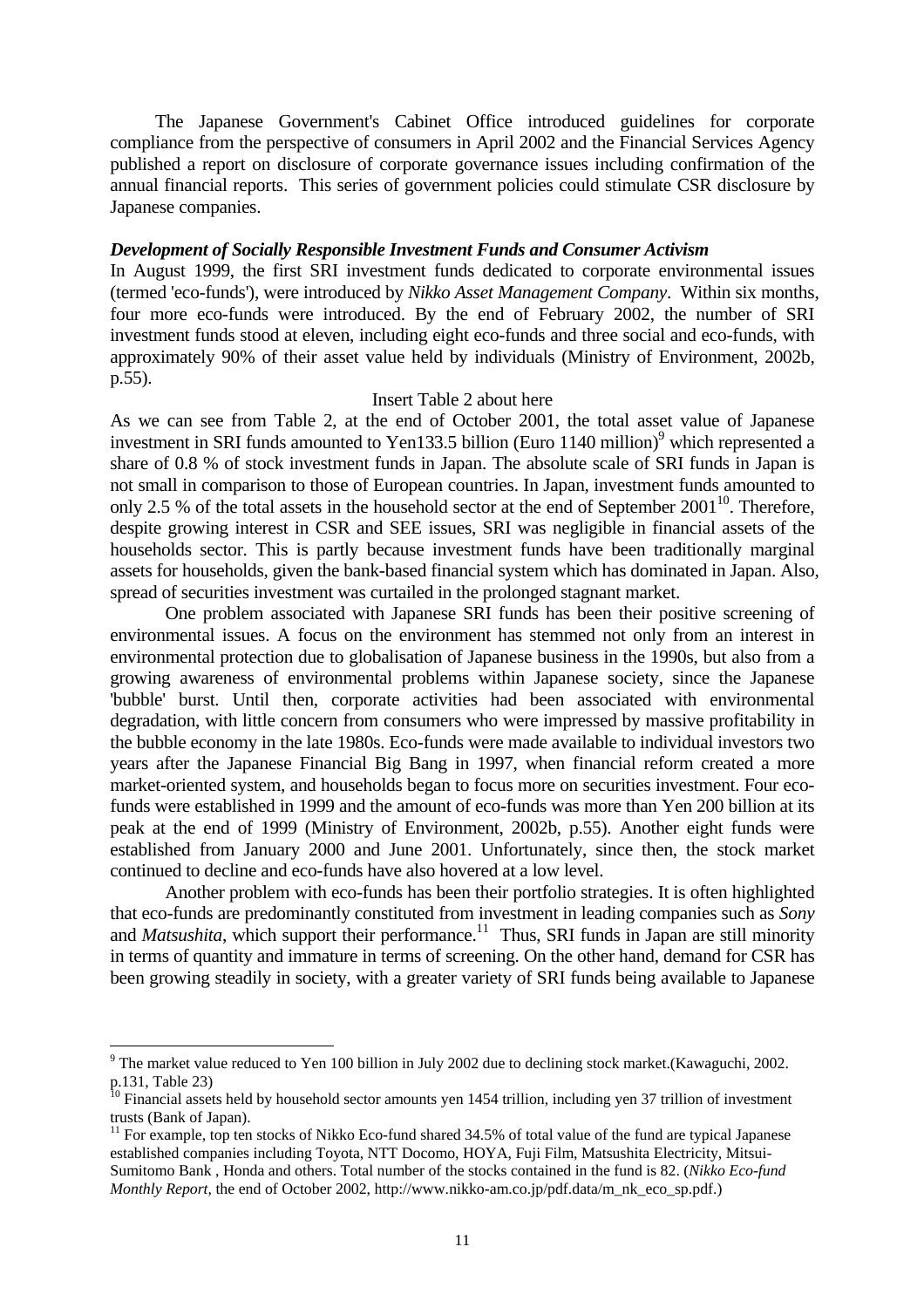The Japanese Government's Cabinet Office introduced guidelines for corporate compliance from the perspective of consumers in April 2002 and the Financial Services Agency published a report on disclosure of corporate governance issues including confirmation of the annual financial reports. This series of government policies could stimulate CSR disclosure by Japanese companies.

***Development of Socially Responsible Investment Funds and Consumer Activism***

In August 1999, the first SRI investment funds dedicated to corporate environmental issues (termed 'eco-funds'), were introduced by *Nikko Asset Management Company*. Within six months, four more eco-funds were introduced. By the end of February 2002, the number of SRI investment funds stood at eleven, including eight eco-funds and three social and eco-funds, with approximately 90% of their asset value held by individuals (Ministry of Environment, 2002b, p.55).

Insert Table 2 about here

As we can see from Table 2, at the end of October 2001, the total asset value of Japanese investment in SRI funds amounted to Yen133.5 billion (Euro 1140 million)[9] which represented a share of 0.8 % of stock investment funds in Japan. The absolute scale of SRI funds in Japan is not small in comparison to those of European countries. In Japan, investment funds amounted to only 2.5 % of the total assets in the household sector at the end of September 2001[10]. Therefore, despite growing interest in CSR and SEE issues, SRI was negligible in financial assets of the households sector. This is partly because investment funds have been traditionally marginal assets for households, given the bank-based financial system which has dominated in Japan. Also, spread of securities investment was curtailed in the prolonged stagnant market.

One problem associated with Japanese SRI funds has been their positive screening of environmental issues. A focus on the environment has stemmed not only from an interest in environmental protection due to globalisation of Japanese business in the 1990s, but also from a growing awareness of environmental problems within Japanese society, since the Japanese 'bubble' burst. Until then, corporate activities had been associated with environmental degradation, with little concern from consumers who were impressed by massive profitability in the bubble economy in the late 1980s. Eco-funds were made available to individual investors two years after the Japanese Financial Big Bang in 1997, when financial reform created a more market-oriented system, and households began to focus more on securities investment. Four eco-funds were established in 1999 and the amount of eco-funds was more than Yen 200 billion at its peak at the end of 1999 (Ministry of Environment, 2002b, p.55). Another eight funds were established from January 2000 and June 2001. Unfortunately, since then, the stock market continued to decline and eco-funds have also hovered at a low level.

Another problem with eco-funds has been their portfolio strategies. It is often highlighted that eco-funds are predominantly constituted from investment in leading companies such as *Sony* and *Matsushita*, which support their performance.[11] Thus, SRI funds in Japan are still minority in terms of quantity and immature in terms of screening. On the other hand, demand for CSR has been growing steadily in society, with a greater variety of SRI funds being available to Japanese

---

[9] The market value reduced to Yen 100 billion in July 2002 due to declining stock market.(Kawaguchi, 2002. p.131, Table 23)

[10] Financial assets held by household sector amounts yen 1454 trillion, including yen 37 trillion of investment trusts (Bank of Japan).

[11] For example, top ten stocks of Nikko Eco-fund shared 34.5% of total value of the fund are typical Japanese established companies including Toyota, NTT Docomo, HOYA, Fuji Film, Matsushita Electricity, Mitsui-Sumitomo Bank , Honda and others. Total number of the stocks contained in the fund is 82. (*Nikko Eco-fund Monthly Report*, the end of October 2002, http://www.nikko-am.co.jp/pdf.data/m_nk_eco_sp.pdf.)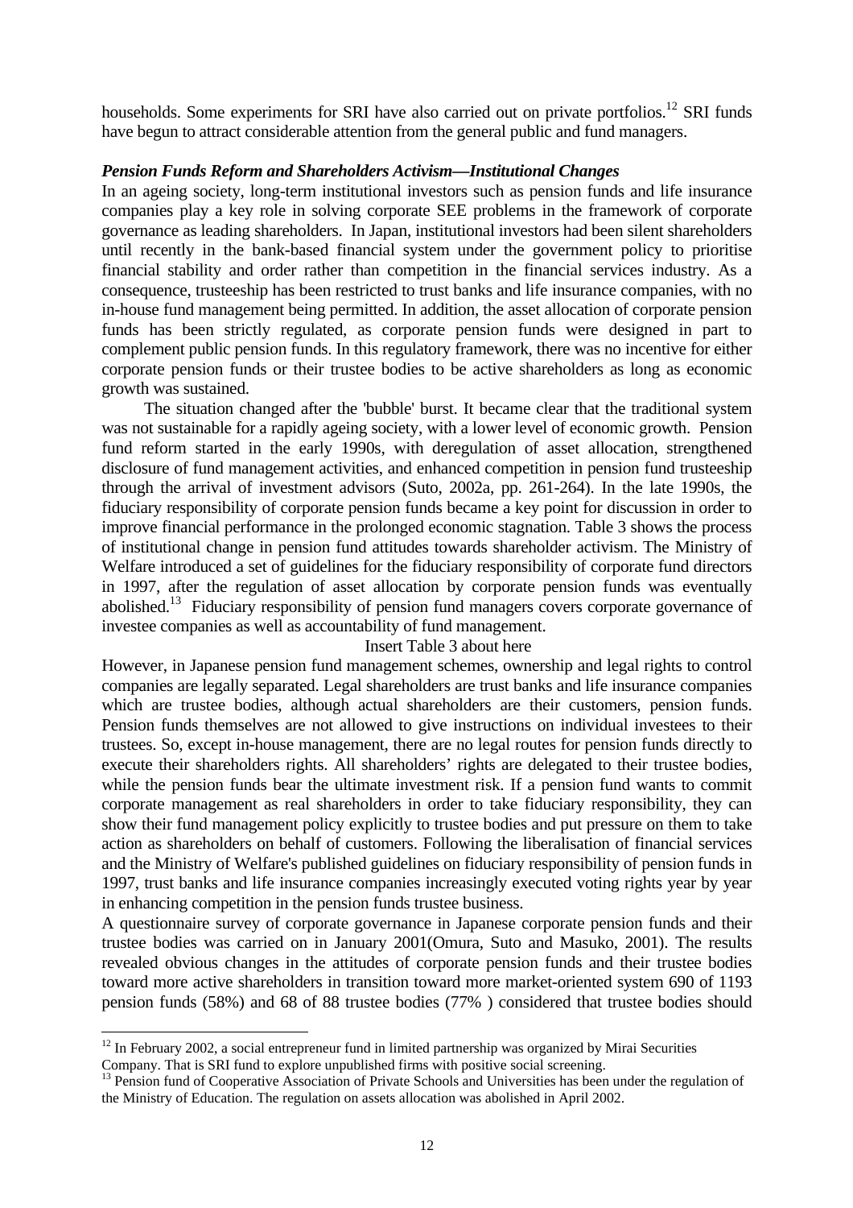households. Some experiments for SRI have also carried out on private portfolios.[12] SRI funds have begun to attract considerable attention from the general public and fund managers.

***Pension Funds Reform and Shareholders Activism—Institutional Changes***

In an ageing society, long-term institutional investors such as pension funds and life insurance companies play a key role in solving corporate SEE problems in the framework of corporate governance as leading shareholders. In Japan, institutional investors had been silent shareholders until recently in the bank-based financial system under the government policy to prioritise financial stability and order rather than competition in the financial services industry. As a consequence, trusteeship has been restricted to trust banks and life insurance companies, with no in-house fund management being permitted. In addition, the asset allocation of corporate pension funds has been strictly regulated, as corporate pension funds were designed in part to complement public pension funds. In this regulatory framework, there was no incentive for either corporate pension funds or their trustee bodies to be active shareholders as long as economic growth was sustained.

The situation changed after the 'bubble' burst. It became clear that the traditional system was not sustainable for a rapidly ageing society, with a lower level of economic growth. Pension fund reform started in the early 1990s, with deregulation of asset allocation, strengthened disclosure of fund management activities, and enhanced competition in pension fund trusteeship through the arrival of investment advisors (Suto, 2002a, pp. 261-264). In the late 1990s, the fiduciary responsibility of corporate pension funds became a key point for discussion in order to improve financial performance in the prolonged economic stagnation. Table 3 shows the process of institutional change in pension fund attitudes towards shareholder activism. The Ministry of Welfare introduced a set of guidelines for the fiduciary responsibility of corporate fund directors in 1997, after the regulation of asset allocation by corporate pension funds was eventually abolished.[13] Fiduciary responsibility of pension fund managers covers corporate governance of investee companies as well as accountability of fund management.

Insert Table 3 about here

However, in Japanese pension fund management schemes, ownership and legal rights to control companies are legally separated. Legal shareholders are trust banks and life insurance companies which are trustee bodies, although actual shareholders are their customers, pension funds. Pension funds themselves are not allowed to give instructions on individual investees to their trustees. So, except in-house management, there are no legal routes for pension funds directly to execute their shareholders rights. All shareholders' rights are delegated to their trustee bodies, while the pension funds bear the ultimate investment risk. If a pension fund wants to commit corporate management as real shareholders in order to take fiduciary responsibility, they can show their fund management policy explicitly to trustee bodies and put pressure on them to take action as shareholders on behalf of customers. Following the liberalisation of financial services and the Ministry of Welfare's published guidelines on fiduciary responsibility of pension funds in 1997, trust banks and life insurance companies increasingly executed voting rights year by year in enhancing competition in the pension funds trustee business.

A questionnaire survey of corporate governance in Japanese corporate pension funds and their trustee bodies was carried on in January 2001(Omura, Suto and Masuko, 2001). The results revealed obvious changes in the attitudes of corporate pension funds and their trustee bodies toward more active shareholders in transition toward more market-oriented system 690 of 1193 pension funds (58%) and 68 of 88 trustee bodies (77% ) considered that trustee bodies should

---

[12] In February 2002, a social entrepreneur fund in limited partnership was organized by Mirai Securities Company. That is SRI fund to explore unpublished firms with positive social screening.

[13] Pension fund of Cooperative Association of Private Schools and Universities has been under the regulation of the Ministry of Education. The regulation on assets allocation was abolished in April 2002.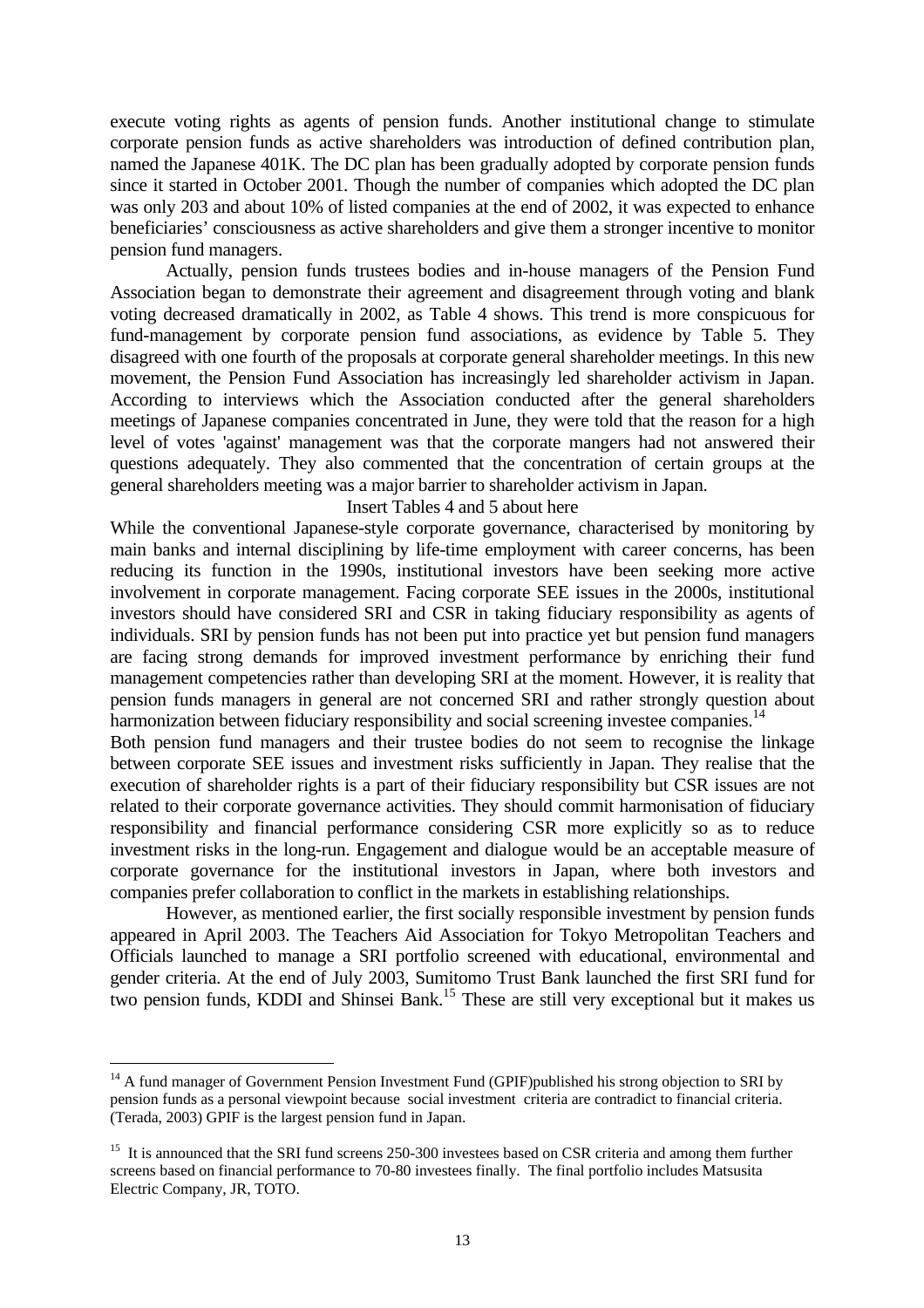execute voting rights as agents of pension funds. Another institutional change to stimulate corporate pension funds as active shareholders was introduction of defined contribution plan, named the Japanese 401K. The DC plan has been gradually adopted by corporate pension funds since it started in October 2001. Though the number of companies which adopted the DC plan was only 203 and about 10% of listed companies at the end of 2002, it was expected to enhance beneficiaries' consciousness as active shareholders and give them a stronger incentive to monitor pension fund managers.

Actually, pension funds trustees bodies and in-house managers of the Pension Fund Association began to demonstrate their agreement and disagreement through voting and blank voting decreased dramatically in 2002, as Table 4 shows. This trend is more conspicuous for fund-management by corporate pension fund associations, as evidence by Table 5. They disagreed with one fourth of the proposals at corporate general shareholder meetings. In this new movement, the Pension Fund Association has increasingly led shareholder activism in Japan. According to interviews which the Association conducted after the general shareholders meetings of Japanese companies concentrated in June, they were told that the reason for a high level of votes 'against' management was that the corporate mangers had not answered their questions adequately. They also commented that the concentration of certain groups at the general shareholders meeting was a major barrier to shareholder activism in Japan.

Insert Tables 4 and 5 about here

While the conventional Japanese-style corporate governance, characterised by monitoring by main banks and internal disciplining by life-time employment with career concerns, has been reducing its function in the 1990s, institutional investors have been seeking more active involvement in corporate management. Facing corporate SEE issues in the 2000s, institutional investors should have considered SRI and CSR in taking fiduciary responsibility as agents of individuals. SRI by pension funds has not been put into practice yet but pension fund managers are facing strong demands for improved investment performance by enriching their fund management competencies rather than developing SRI at the moment. However, it is reality that pension funds managers in general are not concerned SRI and rather strongly question about harmonization between fiduciary responsibility and social screening investee companies.[14]

Both pension fund managers and their trustee bodies do not seem to recognise the linkage between corporate SEE issues and investment risks sufficiently in Japan. They realise that the execution of shareholder rights is a part of their fiduciary responsibility but CSR issues are not related to their corporate governance activities. They should commit harmonisation of fiduciary responsibility and financial performance considering CSR more explicitly so as to reduce investment risks in the long-run. Engagement and dialogue would be an acceptable measure of corporate governance for the institutional investors in Japan, where both investors and companies prefer collaboration to conflict in the markets in establishing relationships.

However, as mentioned earlier, the first socially responsible investment by pension funds appeared in April 2003. The Teachers Aid Association for Tokyo Metropolitan Teachers and Officials launched to manage a SRI portfolio screened with educational, environmental and gender criteria. At the end of July 2003, Sumitomo Trust Bank launched the first SRI fund for two pension funds, KDDI and Shinsei Bank.[15] These are still very exceptional but it makes us

---

[14] A fund manager of Government Pension Investment Fund (GPIF)published his strong objection to SRI by pension funds as a personal viewpoint because social investment criteria are contradict to financial criteria. (Terada, 2003) GPIF is the largest pension fund in Japan.

[15] It is announced that the SRI fund screens 250-300 investees based on CSR criteria and among them further screens based on financial performance to 70-80 investees finally. The final portfolio includes Matsusita Electric Company, JR, TOTO.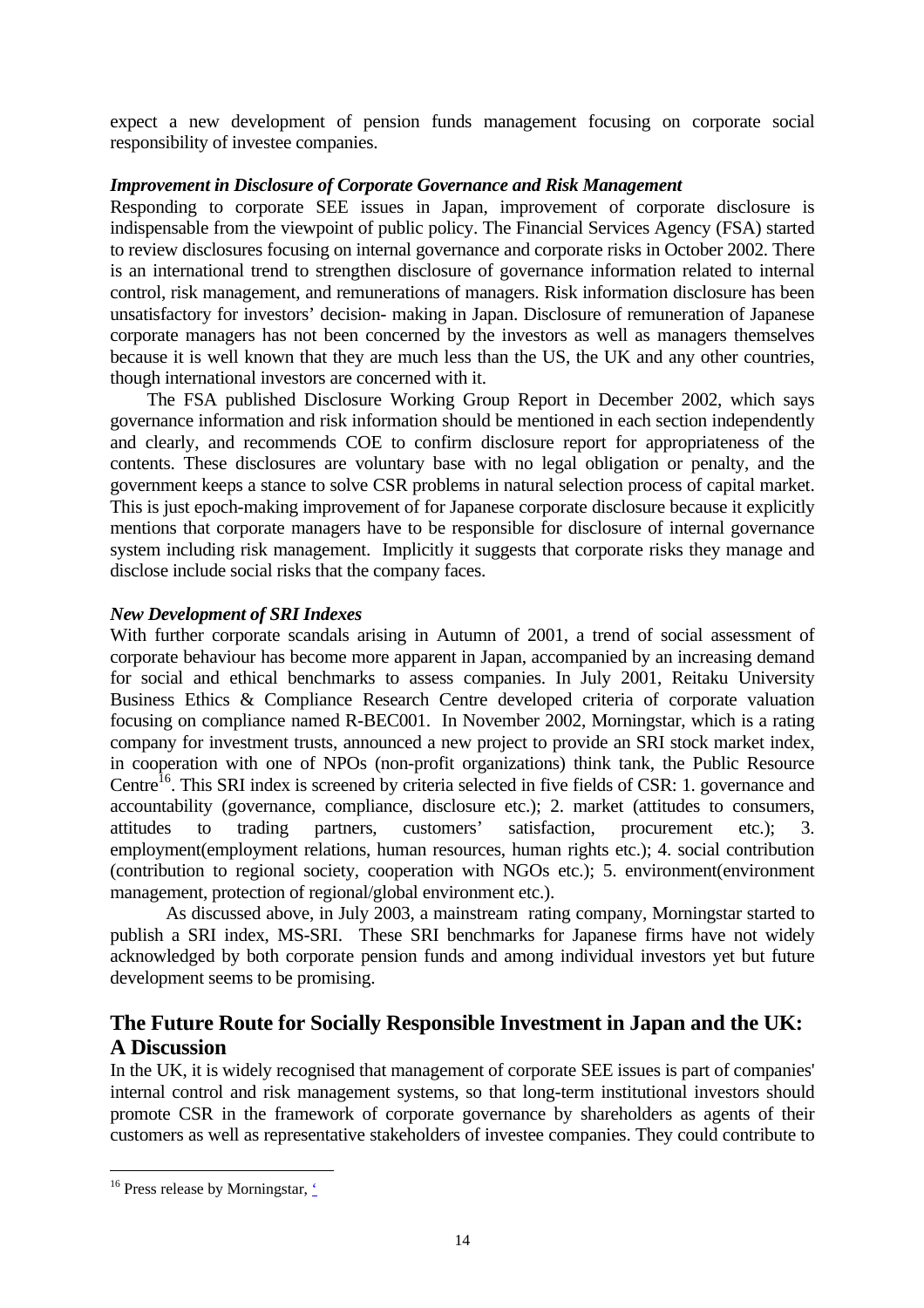expect a new development of pension funds management focusing on corporate social responsibility of investee companies.

***Improvement in Disclosure of Corporate Governance and Risk Management***

Responding to corporate SEE issues in Japan, improvement of corporate disclosure is indispensable from the viewpoint of public policy. The Financial Services Agency (FSA) started to review disclosures focusing on internal governance and corporate risks in October 2002. There is an international trend to strengthen disclosure of governance information related to internal control, risk management, and remunerations of managers. Risk information disclosure has been unsatisfactory for investors' decision- making in Japan. Disclosure of remuneration of Japanese corporate managers has not been concerned by the investors as well as managers themselves because it is well known that they are much less than the US, the UK and any other countries, though international investors are concerned with it.

The FSA published Disclosure Working Group Report in December 2002, which says governance information and risk information should be mentioned in each section independently and clearly, and recommends COE to confirm disclosure report for appropriateness of the contents. These disclosures are voluntary base with no legal obligation or penalty, and the government keeps a stance to solve CSR problems in natural selection process of capital market. This is just epoch-making improvement of for Japanese corporate disclosure because it explicitly mentions that corporate managers have to be responsible for disclosure of internal governance system including risk management. Implicitly it suggests that corporate risks they manage and disclose include social risks that the company faces.

***New Development of SRI Indexes***

With further corporate scandals arising in Autumn of 2001, a trend of social assessment of corporate behaviour has become more apparent in Japan, accompanied by an increasing demand for social and ethical benchmarks to assess companies. In July 2001, Reitaku University Business Ethics & Compliance Research Centre developed criteria of corporate valuation focusing on compliance named R-BEC001. In November 2002, Morningstar, which is a rating company for investment trusts, announced a new project to provide an SRI stock market index, in cooperation with one of NPOs (non-profit organizations) think tank, the Public Resource Centre[16]. This SRI index is screened by criteria selected in five fields of CSR: 1. governance and accountability (governance, compliance, disclosure etc.); 2. market (attitudes to consumers, attitudes to trading partners, customers' satisfaction, procurement etc.); 3. employment(employment relations, human resources, human rights etc.); 4. social contribution (contribution to regional society, cooperation with NGOs etc.); 5. environment(environment management, protection of regional/global environment etc.).

As discussed above, in July 2003, a mainstream rating company, Morningstar started to publish a SRI index, MS-SRI. These SRI benchmarks for Japanese firms have not widely acknowledged by both corporate pension funds and among individual investors yet but future development seems to be promising.

## The Future Route for Socially Responsible Investment in Japan and the UK: A Discussion

In the UK, it is widely recognised that management of corporate SEE issues is part of companies' internal control and risk management systems, so that long-term institutional investors should promote CSR in the framework of corporate governance by shareholders as agents of their customers as well as representative stakeholders of investee companies. They could contribute to

---

[16] Press release by Morningstar, '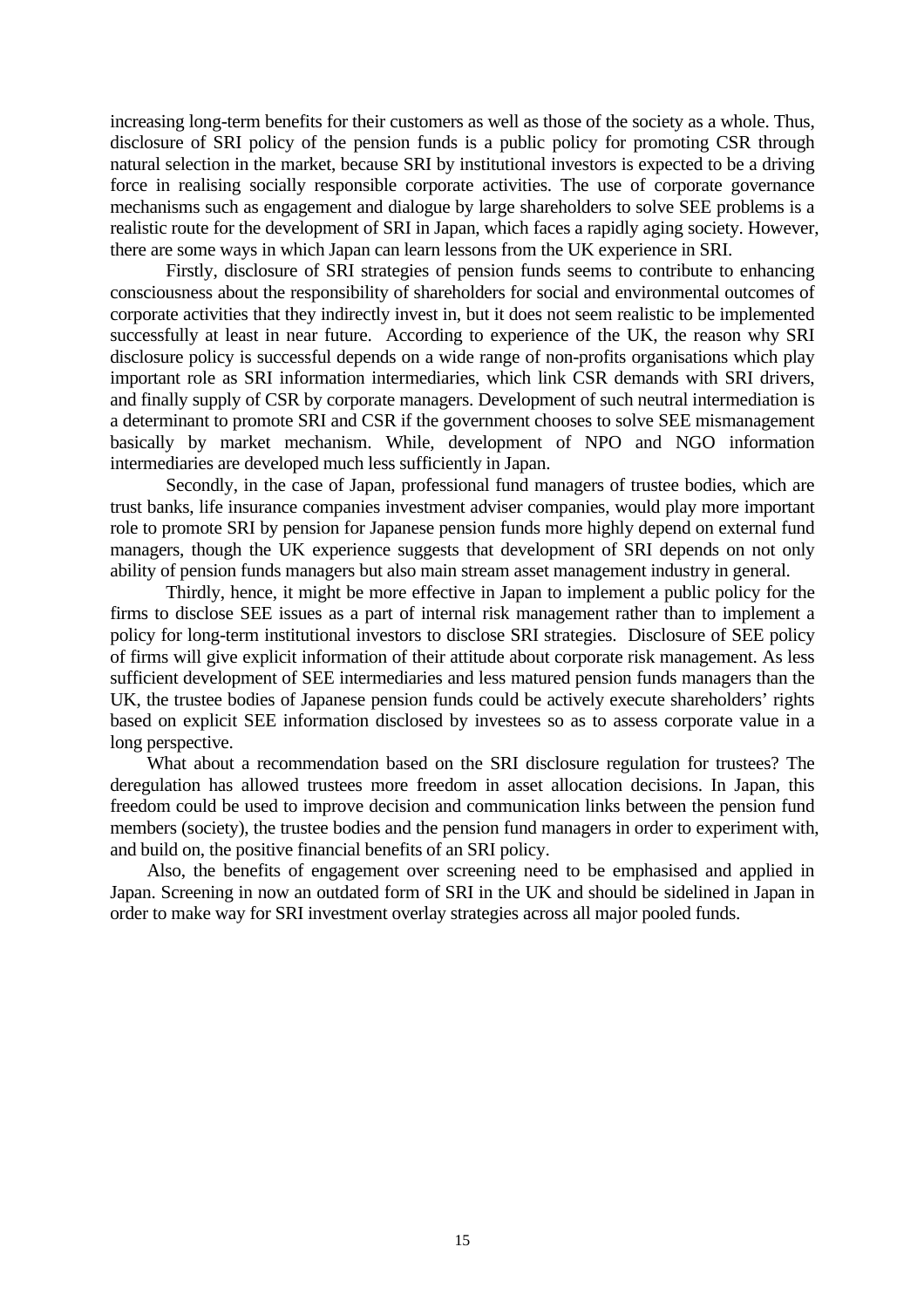increasing long-term benefits for their customers as well as those of the society as a whole. Thus, disclosure of SRI policy of the pension funds is a public policy for promoting CSR through natural selection in the market, because SRI by institutional investors is expected to be a driving force in realising socially responsible corporate activities. The use of corporate governance mechanisms such as engagement and dialogue by large shareholders to solve SEE problems is a realistic route for the development of SRI in Japan, which faces a rapidly aging society. However, there are some ways in which Japan can learn lessons from the UK experience in SRI.

Firstly, disclosure of SRI strategies of pension funds seems to contribute to enhancing consciousness about the responsibility of shareholders for social and environmental outcomes of corporate activities that they indirectly invest in, but it does not seem realistic to be implemented successfully at least in near future. According to experience of the UK, the reason why SRI disclosure policy is successful depends on a wide range of non-profits organisations which play important role as SRI information intermediaries, which link CSR demands with SRI drivers, and finally supply of CSR by corporate managers. Development of such neutral intermediation is a determinant to promote SRI and CSR if the government chooses to solve SEE mismanagement basically by market mechanism. While, development of NPO and NGO information intermediaries are developed much less sufficiently in Japan.

Secondly, in the case of Japan, professional fund managers of trustee bodies, which are trust banks, life insurance companies investment adviser companies, would play more important role to promote SRI by pension for Japanese pension funds more highly depend on external fund managers, though the UK experience suggests that development of SRI depends on not only ability of pension funds managers but also main stream asset management industry in general.

Thirdly, hence, it might be more effective in Japan to implement a public policy for the firms to disclose SEE issues as a part of internal risk management rather than to implement a policy for long-term institutional investors to disclose SRI strategies. Disclosure of SEE policy of firms will give explicit information of their attitude about corporate risk management. As less sufficient development of SEE intermediaries and less matured pension funds managers than the UK, the trustee bodies of Japanese pension funds could be actively execute shareholders' rights based on explicit SEE information disclosed by investees so as to assess corporate value in a long perspective.

What about a recommendation based on the SRI disclosure regulation for trustees? The deregulation has allowed trustees more freedom in asset allocation decisions. In Japan, this freedom could be used to improve decision and communication links between the pension fund members (society), the trustee bodies and the pension fund managers in order to experiment with, and build on, the positive financial benefits of an SRI policy.

Also, the benefits of engagement over screening need to be emphasised and applied in Japan. Screening in now an outdated form of SRI in the UK and should be sidelined in Japan in order to make way for SRI investment overlay strategies across all major pooled funds.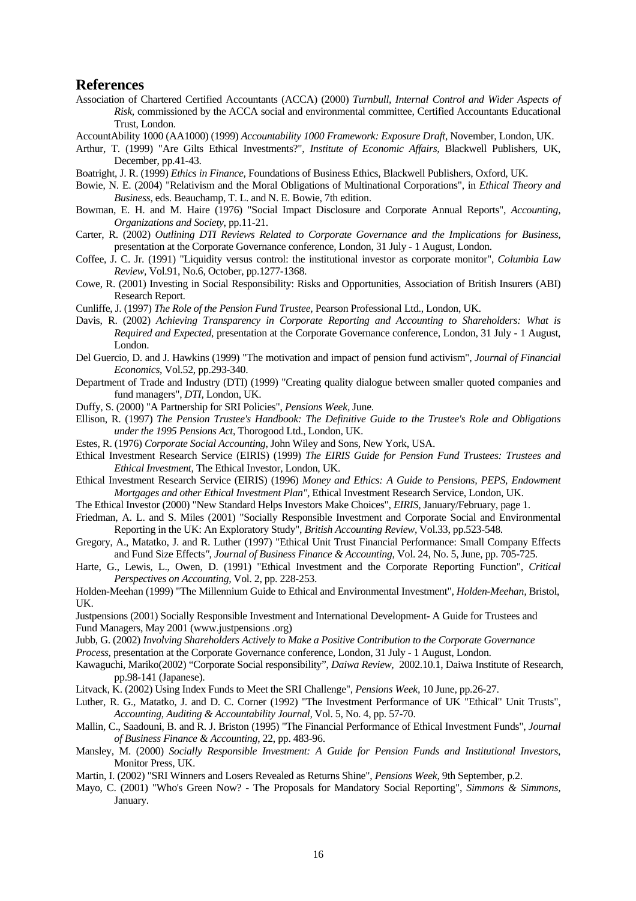## References

Association of Chartered Certified Accountants (ACCA) (2000) *Turnbull, Internal Control and Wider Aspects of Risk*, commissioned by the ACCA social and environmental committee, Certified Accountants Educational Trust, London.

AccountAbility 1000 (AA1000) (1999) *Accountability 1000 Framework: Exposure Draft*, November, London, UK.

Arthur, T. (1999) "Are Gilts Ethical Investments?", *Institute of Economic Affairs*, Blackwell Publishers, UK, December, pp.41-43.

Boatright, J. R. (1999) *Ethics in Finance*, Foundations of Business Ethics, Blackwell Publishers, Oxford, UK.

Bowie, N. E. (2004) "Relativism and the Moral Obligations of Multinational Corporations", in *Ethical Theory and Business*, eds. Beauchamp, T. L. and N. E. Bowie, 7th edition.

Bowman, E. H. and M. Haire (1976) "Social Impact Disclosure and Corporate Annual Reports", *Accounting, Organizations and Society*, pp.11-21.

Carter, R. (2002) *Outlining DTI Reviews Related to Corporate Governance and the Implications for Business*, presentation at the Corporate Governance conference, London, 31 July - 1 August, London.

Coffee, J. C. Jr. (1991) "Liquidity versus control: the institutional investor as corporate monitor", *Columbia Law Review*, Vol.91, No.6, October, pp.1277-1368.

Cowe, R. (2001) Investing in Social Responsibility: Risks and Opportunities, Association of British Insurers (ABI) Research Report.

Cunliffe, J. (1997) *The Role of the Pension Fund Trustee*, Pearson Professional Ltd., London, UK.

Davis, R. (2002) *Achieving Transparency in Corporate Reporting and Accounting to Shareholders: What is Required and Expected*, presentation at the Corporate Governance conference, London, 31 July - 1 August, London.

Del Guercio, D. and J. Hawkins (1999) "The motivation and impact of pension fund activism", *Journal of Financial Economics*, Vol.52, pp.293-340.

Department of Trade and Industry (DTI) (1999) "Creating quality dialogue between smaller quoted companies and fund managers", *DTI*, London, UK.

Duffy, S. (2000) "A Partnership for SRI Policies", *Pensions Week*, June.

Ellison, R. (1997) *The Pension Trustee's Handbook: The Definitive Guide to the Trustee's Role and Obligations under the 1995 Pensions Act*, Thorogood Ltd., London, UK.

Estes, R. (1976) *Corporate Social Accounting*, John Wiley and Sons, New York, USA.

Ethical Investment Research Service (EIRIS) (1999) *The EIRIS Guide for Pension Fund Trustees: Trustees and Ethical Investment*, The Ethical Investor, London, UK.

Ethical Investment Research Service (EIRIS) (1996) *Money and Ethics: A Guide to Pensions, PEPS, Endowment Mortgages and other Ethical Investment Plan"*, Ethical Investment Research Service, London, UK.

The Ethical Investor (2000) "New Standard Helps Investors Make Choices", *EIRIS*, January/February, page 1.

Friedman, A. L. and S. Miles (2001) "Socially Responsible Investment and Corporate Social and Environmental Reporting in the UK: An Exploratory Study", *British Accounting Review*, Vol.33, pp.523-548.

Gregory, A., Matatko, J. and R. Luther (1997) "Ethical Unit Trust Financial Performance: Small Company Effects and Fund Size Effects*", Journal of Business Finance & Accounting*, Vol. 24, No. 5, June, pp. 705-725.

Harte, G., Lewis, L., Owen, D. (1991) "Ethical Investment and the Corporate Reporting Function", *Critical Perspectives on Accounting*, Vol. 2, pp. 228-253.

Holden-Meehan (1999) "The Millennium Guide to Ethical and Environmental Investment", *Holden-Meehan*, Bristol, UK.

Justpensions (2001) Socially Responsible Investment and International Development- A Guide for Trustees and Fund Managers, May 2001 (www.justpensions .org)

Jubb, G. (2002) *Involving Shareholders Actively to Make a Positive Contribution to the Corporate Governance Process*, presentation at the Corporate Governance conference, London, 31 July - 1 August, London.

Kawaguchi, Mariko(2002) "Corporate Social responsibility", *Daiwa Review*, 2002.10.1, Daiwa Institute of Research, pp.98-141 (Japanese).

Litvack, K. (2002) Using Index Funds to Meet the SRI Challenge", *Pensions Week*, 10 June, pp.26-27.

Luther, R. G., Matatko, J. and D. C. Corner (1992) "The Investment Performance of UK "Ethical" Unit Trusts", *Accounting, Auditing & Accountability Journal*, Vol. 5, No. 4, pp. 57-70.

Mallin, C., Saadouni, B. and R. J. Briston (1995) "The Financial Performance of Ethical Investment Funds", *Journal of Business Finance & Accounting*, 22, pp. 483-96.

Mansley, M. (2000) *Socially Responsible Investment: A Guide for Pension Funds and Institutional Investors*, Monitor Press, UK.

Martin, I. (2002) "SRI Winners and Losers Revealed as Returns Shine", *Pensions Week*, 9th September, p.2.

Mayo, C. (2001) "Who's Green Now? - The Proposals for Mandatory Social Reporting", *Simmons & Simmons*, January.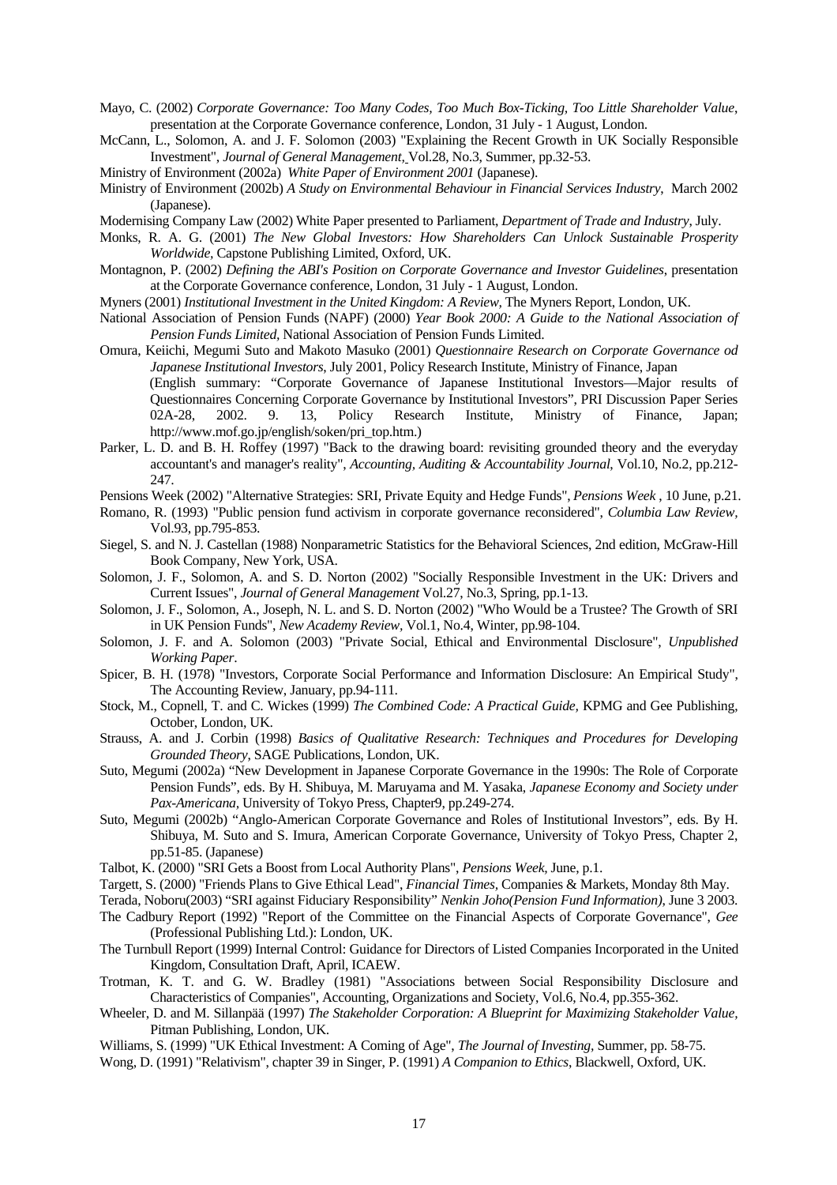Mayo, C. (2002) *Corporate Governance: Too Many Codes, Too Much Box-Ticking, Too Little Shareholder Value*, presentation at the Corporate Governance conference, London, 31 July - 1 August, London.

McCann, L., Solomon, A. and J. F. Solomon (2003) "Explaining the Recent Growth in UK Socially Responsible Investment", *Journal of General Management*, Vol.28, No.3, Summer, pp.32-53.

Ministry of Environment (2002a) *White Paper of Environment 2001* (Japanese).

Ministry of Environment (2002b) *A Study on Environmental Behaviour in Financial Services Industry*, March 2002 (Japanese).

Modernising Company Law (2002) White Paper presented to Parliament, *Department of Trade and Industry*, July.

Monks, R. A. G. (2001) *The New Global Investors: How Shareholders Can Unlock Sustainable Prosperity Worldwide*, Capstone Publishing Limited, Oxford, UK.

Montagnon, P. (2002) *Defining the ABI's Position on Corporate Governance and Investor Guidelines*, presentation at the Corporate Governance conference, London, 31 July - 1 August, London.

Myners (2001) *Institutional Investment in the United Kingdom: A Review*, The Myners Report, London, UK.

National Association of Pension Funds (NAPF) (2000) *Year Book 2000: A Guide to the National Association of Pension Funds Limited*, National Association of Pension Funds Limited.

Omura, Keiichi, Megumi Suto and Makoto Masuko (2001) *Questionnaire Research on Corporate Governance od Japanese Institutional Investors*, July 2001, Policy Research Institute, Ministry of Finance, Japan (English summary: "Corporate Governance of Japanese Institutional Investors—Major results of Questionnaires Concerning Corporate Governance by Institutional Investors", PRI Discussion Paper Series 02A-28, 2002. 9. 13, Policy Research Institute, Ministry of Finance, Japan; http://www.mof.go.jp/english/soken/pri_top.htm.)

Parker, L. D. and B. H. Roffey (1997) "Back to the drawing board: revisiting grounded theory and the everyday accountant's and manager's reality", *Accounting, Auditing & Accountability Journal*, Vol.10, No.2, pp.212-247.

Pensions Week (2002) "Alternative Strategies: SRI, Private Equity and Hedge Funds", *Pensions Week* , 10 June, p.21.

Romano, R. (1993) "Public pension fund activism in corporate governance reconsidered", *Columbia Law Review*, Vol.93, pp.795-853.

Siegel, S. and N. J. Castellan (1988) Nonparametric Statistics for the Behavioral Sciences, 2nd edition, McGraw-Hill Book Company, New York, USA.

Solomon, J. F., Solomon, A. and S. D. Norton (2002) "Socially Responsible Investment in the UK: Drivers and Current Issues", *Journal of General Management* Vol.27, No.3, Spring, pp.1-13.

Solomon, J. F., Solomon, A., Joseph, N. L. and S. D. Norton (2002) "Who Would be a Trustee? The Growth of SRI in UK Pension Funds", *New Academy Review*, Vol.1, No.4, Winter, pp.98-104.

Solomon, J. F. and A. Solomon (2003) "Private Social, Ethical and Environmental Disclosure", *Unpublished Working Paper*.

Spicer, B. H. (1978) "Investors, Corporate Social Performance and Information Disclosure: An Empirical Study", The Accounting Review, January, pp.94-111.

Stock, M., Copnell, T. and C. Wickes (1999) *The Combined Code: A Practical Guide*, KPMG and Gee Publishing, October, London, UK.

Strauss, A. and J. Corbin (1998) *Basics of Qualitative Research: Techniques and Procedures for Developing Grounded Theory*, SAGE Publications, London, UK.

Suto, Megumi (2002a) "New Development in Japanese Corporate Governance in the 1990s: The Role of Corporate Pension Funds", eds. By H. Shibuya, M. Maruyama and M. Yasaka, *Japanese Economy and Society under Pax-Americana*, University of Tokyo Press, Chapter9, pp.249-274.

Suto, Megumi (2002b) "Anglo-American Corporate Governance and Roles of Institutional Investors", eds. By H. Shibuya, M. Suto and S. Imura, American Corporate Governance, University of Tokyo Press, Chapter 2, pp.51-85. (Japanese)

Talbot, K. (2000) "SRI Gets a Boost from Local Authority Plans", *Pensions Week*, June, p.1.

Targett, S. (2000) "Friends Plans to Give Ethical Lead", *Financial Times*, Companies & Markets, Monday 8th May.

Terada, Noboru(2003) "SRI against Fiduciary Responsibility" *Nenkin Joho(Pension Fund Information)*, June 3 2003.

The Cadbury Report (1992) "Report of the Committee on the Financial Aspects of Corporate Governance", *Gee* (Professional Publishing Ltd.): London, UK.

The Turnbull Report (1999) Internal Control: Guidance for Directors of Listed Companies Incorporated in the United Kingdom, Consultation Draft, April, ICAEW.

Trotman, K. T. and G. W. Bradley (1981) "Associations between Social Responsibility Disclosure and Characteristics of Companies", Accounting, Organizations and Society, Vol.6, No.4, pp.355-362.

Wheeler, D. and M. Sillanpää (1997) *The Stakeholder Corporation: A Blueprint for Maximizing Stakeholder Value*, Pitman Publishing, London, UK.

Williams, S. (1999) "UK Ethical Investment: A Coming of Age", *The Journal of Investing*, Summer, pp. 58-75.

Wong, D. (1991) "Relativism", chapter 39 in Singer, P. (1991) *A Companion to Ethics*, Blackwell, Oxford, UK.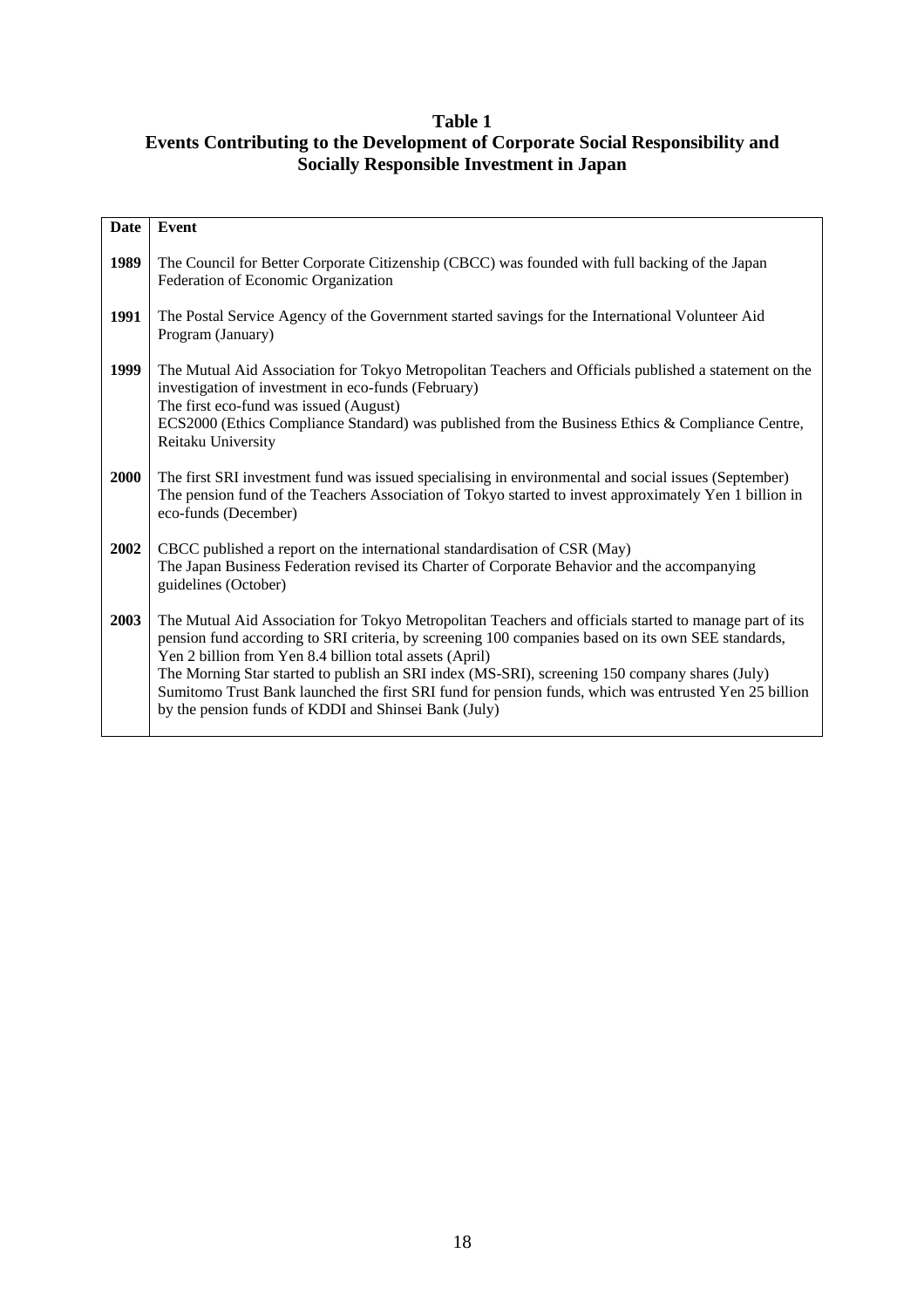**Table 1**
**Events Contributing to the Development of Corporate Social Responsibility and Socially Responsible Investment in Japan**

| Date | Event |
|---|---|
| **1989** | The Council for Better Corporate Citizenship (CBCC) was founded with full backing of the Japan Federation of Economic Organization |
| **1991** | The Postal Service Agency of the Government started savings for the International Volunteer Aid Program (January) |
| **1999** | The Mutual Aid Association for Tokyo Metropolitan Teachers and Officials published a statement on the investigation of investment in eco-funds (February)<br>The first eco-fund was issued (August)<br>ECS2000 (Ethics Compliance Standard) was published from the Business Ethics & Compliance Centre, Reitaku University |
| **2000** | The first SRI investment fund was issued specialising in environmental and social issues (September)<br>The pension fund of the Teachers Association of Tokyo started to invest approximately Yen 1 billion in eco-funds (December) |
| **2002** | CBCC published a report on the international standardisation of CSR (May)<br>The Japan Business Federation revised its Charter of Corporate Behavior and the accompanying guidelines (October) |
| **2003** | The Mutual Aid Association for Tokyo Metropolitan Teachers and officials started to manage part of its pension fund according to SRI criteria, by screening 100 companies based on its own SEE standards, Yen 2 billion from Yen 8.4 billion total assets (April)<br>The Morning Star started to publish an SRI index (MS-SRI), screening 150 company shares (July)<br>Sumitomo Trust Bank launched the first SRI fund for pension funds, which was entrusted Yen 25 billion by the pension funds of KDDI and Shinsei Bank (July) |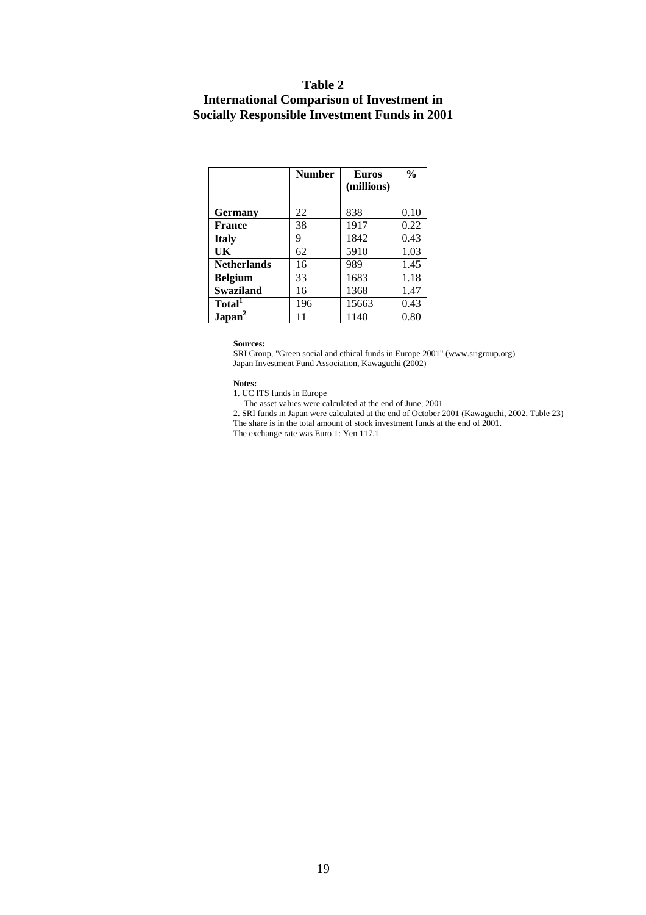# Table 2
## International Comparison of Investment in Socially Responsible Investment Funds in 2001

| | | Number | Euros (millions) | % |
|---|---|---|---|---|
| | | | | |
| **Germany** | | 22 | 838 | 0.10 |
| **France** | | 38 | 1917 | 0.22 |
| **Italy** | | 9 | 1842 | 0.43 |
| **UK** | | 62 | 5910 | 1.03 |
| **Netherlands** | | 16 | 989 | 1.45 |
| **Belgium** | | 33 | 1683 | 1.18 |
| **Swaziland** | | 16 | 1368 | 1.47 |
| **Total**[1] | | 196 | 15663 | 0.43 |
| **Japan**[2] | | 11 | 1140 | 0.80 |

**Sources:**

SRI Group, "Green social and ethical funds in Europe 2001" (www.srigroup.org)
Japan Investment Fund Association, Kawaguchi (2002)

**Notes:**

1. UC ITS funds in Europe
   The asset values were calculated at the end of June, 2001
2. SRI funds in Japan were calculated at the end of October 2001 (Kawaguchi, 2002, Table 23)

The share is in the total amount of stock investment funds at the end of 2001.
The exchange rate was Euro 1: Yen 117.1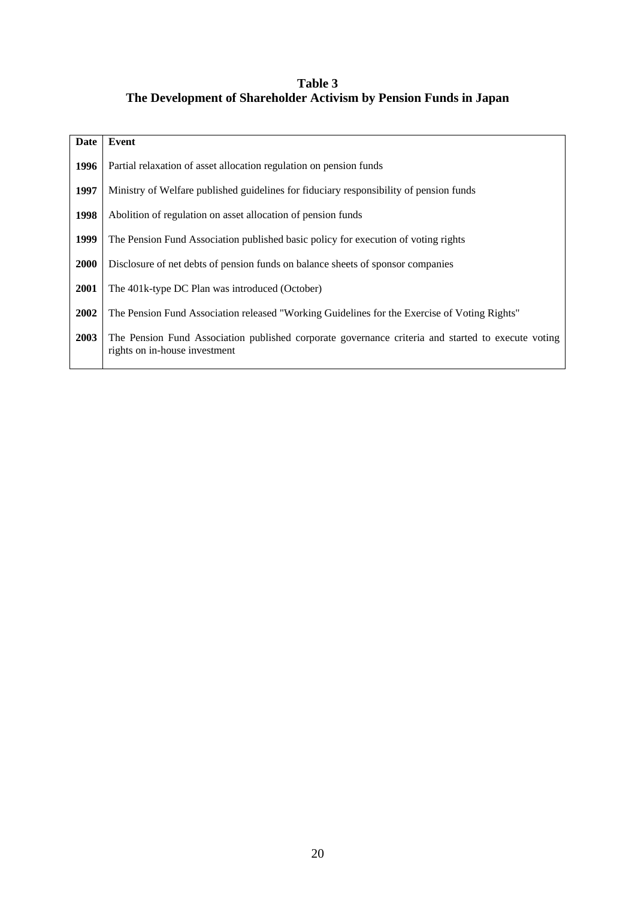**Table 3**
**The Development of Shareholder Activism by Pension Funds in Japan**

| Date | Event |
|---|---|
| 1996 | Partial relaxation of asset allocation regulation on pension funds |
| 1997 | Ministry of Welfare published guidelines for fiduciary responsibility of pension funds |
| 1998 | Abolition of regulation on asset allocation of pension funds |
| 1999 | The Pension Fund Association published basic policy for execution of voting rights |
| 2000 | Disclosure of net debts of pension funds on balance sheets of sponsor companies |
| 2001 | The 401k-type DC Plan was introduced (October) |
| 2002 | The Pension Fund Association released "Working Guidelines for the Exercise of Voting Rights" |
| 2003 | The Pension Fund Association published corporate governance criteria and started to execute voting rights on in-house investment |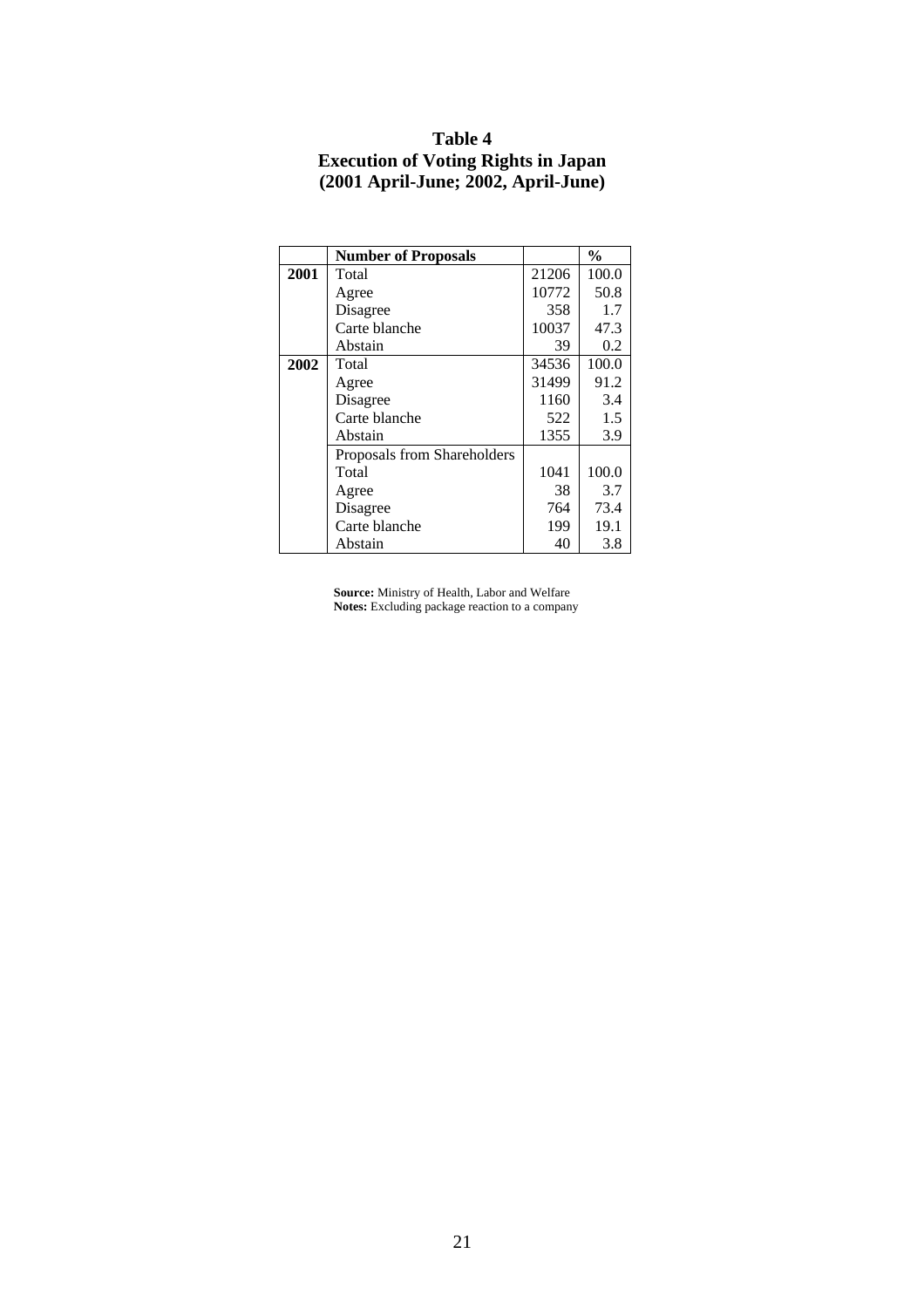**Table 4**
**Execution of Voting Rights in Japan**
**(2001 April-June; 2002, April-June)**

| | **Number of Proposals** | | **%** |
|---|---|---|---|
| **2001** | Total | 21206 | 100.0 |
| | Agree | 10772 | 50.8 |
| | Disagree | 358 | 1.7 |
| | Carte blanche | 10037 | 47.3 |
| | Abstain | 39 | 0.2 |
| **2002** | Total | 34536 | 100.0 |
| | Agree | 31499 | 91.2 |
| | Disagree | 1160 | 3.4 |
| | Carte blanche | 522 | 1.5 |
| | Abstain | 1355 | 3.9 |
| | Proposals from Shareholders | | |
| | Total | 1041 | 100.0 |
| | Agree | 38 | 3.7 |
| | Disagree | 764 | 73.4 |
| | Carte blanche | 199 | 19.1 |
| | Abstain | 40 | 3.8 |

**Source:** Ministry of Health, Labor and Welfare
**Notes:** Excluding package reaction to a company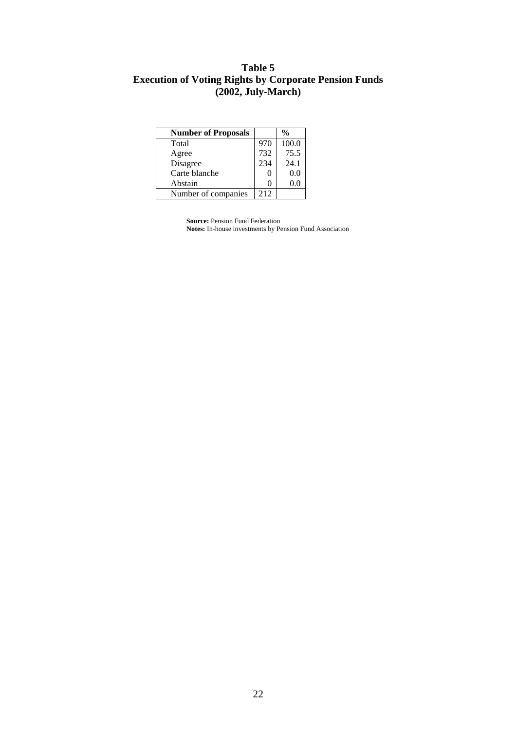# Table 5
# Execution of Voting Rights by Corporate Pension Funds (2002, July-March)

| **Number of Proposals** | | **%** |
|---|---|---|
| Total | 970 | 100.0 |
| Agree | 732 | 75.5 |
| Disagree | 234 | 24.1 |
| Carte blanche | 0 | 0.0 |
| Abstain | 0 | 0.0 |
| Number of companies | 212 | |

**Source:** Pension Fund Federation
**Notes:** In-house investments by Pension Fund Association